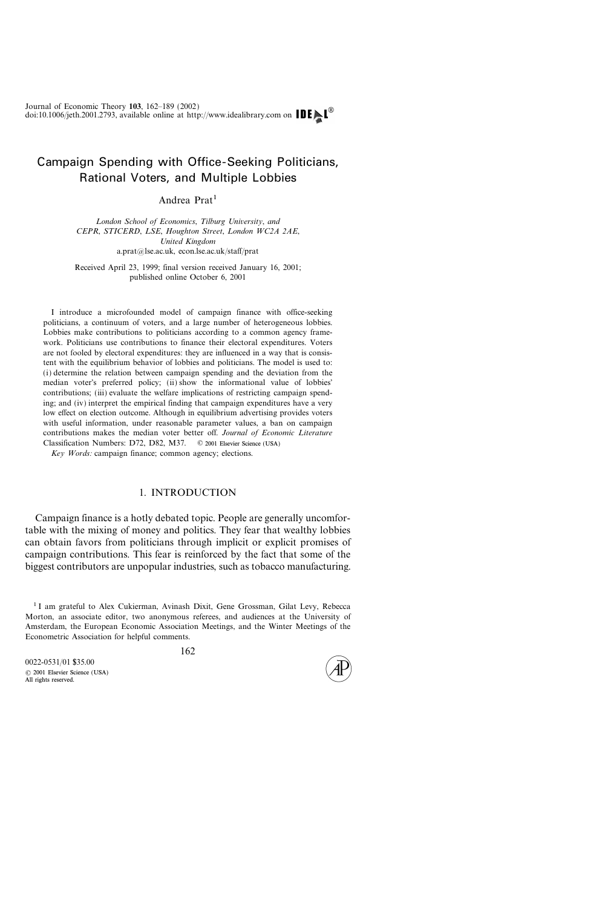# Campaign Spending with Office-Seeking Politicians, Rational Voters, and Multiple Lobbies

Andrea Prat[1]

*London School of Economics, Tilburg University, and CEPR, STICERD, LSE, Houghton Street, London WC2A 2AE, United Kingdom*
a.prat@lse.ac.uk, econ.lse.ac.uk/staff/prat

Received April 23, 1999; final version received January 16, 2001; published online October 6, 2001

I introduce a microfounded model of campaign finance with office-seeking politicians, a continuum of voters, and a large number of heterogeneous lobbies. Lobbies make contributions to politicians according to a common agency framework. Politicians use contributions to finance their electoral expenditures. Voters are not fooled by electoral expenditures: they are influenced in a way that is consistent with the equilibrium behavior of lobbies and politicians. The model is used to: (i) determine the relation between campaign spending and the deviation from the median voter's preferred policy; (ii) show the informational value of lobbies' contributions; (iii) evaluate the welfare implications of restricting campaign spending; and (iv) interpret the empirical finding that campaign expenditures have a very low effect on election outcome. Although in equilibrium advertising provides voters with useful information, under reasonable parameter values, a ban on campaign contributions makes the median voter better off. *Journal of Economic Literature* Classification Numbers: D72, D82, M37. © 2001 Elsevier Science (USA)

*Key Words:* campaign finance; common agency; elections.

## 1. INTRODUCTION

Campaign finance is a hotly debated topic. People are generally uncomfortable with the mixing of money and politics. They fear that wealthy lobbies can obtain favors from politicians through implicit or explicit promises of campaign contributions. This fear is reinforced by the fact that some of the biggest contributors are unpopular industries, such as tobacco manufacturing.

---

[1] I am grateful to Alex Cukierman, Avinash Dixit, Gene Grossman, Gilat Levy, Rebecca Morton, an associate editor, two anonymous referees, and audiences at the University of Amsterdam, the European Economic Association Meetings, and the Winter Meetings of the Econometric Association for helpful comments.

0022-0531/01 $35.00
© 2001 Elsevier Science (USA)
All rights reserved.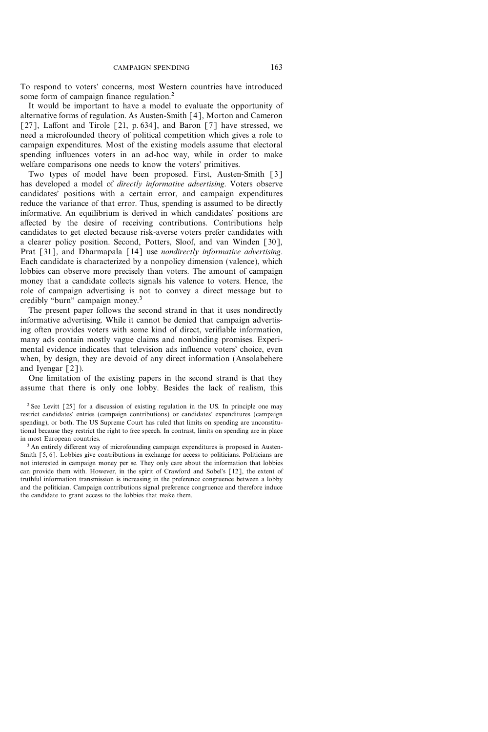To respond to voters' concerns, most Western countries have introduced some form of campaign finance regulation.[2]

It would be important to have a model to evaluate the opportunity of alternative forms of regulation. As Austen-Smith [4], Morton and Cameron [27], Laffont and Tirole [21, p. 634], and Baron [7] have stressed, we need a microfounded theory of political competition which gives a role to campaign expenditures. Most of the existing models assume that electoral spending influences voters in an ad-hoc way, while in order to make welfare comparisons one needs to know the voters' primitives.

Two types of model have been proposed. First, Austen-Smith [3] has developed a model of *directly informative advertising*. Voters observe candidates' positions with a certain error, and campaign expenditures reduce the variance of that error. Thus, spending is assumed to be directly informative. An equilibrium is derived in which candidates' positions are affected by the desire of receiving contributions. Contributions help candidates to get elected because risk-averse voters prefer candidates with a clearer policy position. Second, Potters, Sloof, and van Winden [30], Prat [31], and Dharmapala [14] use *nondirectly informative advertising*. Each candidate is characterized by a nonpolicy dimension (valence), which lobbies can observe more precisely than voters. The amount of campaign money that a candidate collects signals his valence to voters. Hence, the role of campaign advertising is not to convey a direct message but to credibly "burn" campaign money.[3]

The present paper follows the second strand in that it uses nondirectly informative advertising. While it cannot be denied that campaign advertising often provides voters with some kind of direct, verifiable information, many ads contain mostly vague claims and nonbinding promises. Experimental evidence indicates that television ads influence voters' choice, even when, by design, they are devoid of any direct information (Ansolabehere and Iyengar [2]).

One limitation of the existing papers in the second strand is that they assume that there is only one lobby. Besides the lack of realism, this

[2] See Levitt [25] for a discussion of existing regulation in the US. In principle one may restrict candidates' entries (campaign contributions) or candidates' expenditures (campaign spending), or both. The US Supreme Court has ruled that limits on spending are unconstitutional because they restrict the right to free speech. In contrast, limits on spending are in place in most European countries.

[3] An entirely different way of microfounding campaign expenditures is proposed in Austen-Smith [5, 6]. Lobbies give contributions in exchange for access to politicians. Politicians are not interested in campaign money per se. They only care about the information that lobbies can provide them with. However, in the spirit of Crawford and Sobel's [12], the extent of truthful information transmission is increasing in the preference congruence between a lobby and the politician. Campaign contributions signal preference congruence and therefore induce the candidate to grant access to the lobbies that make them.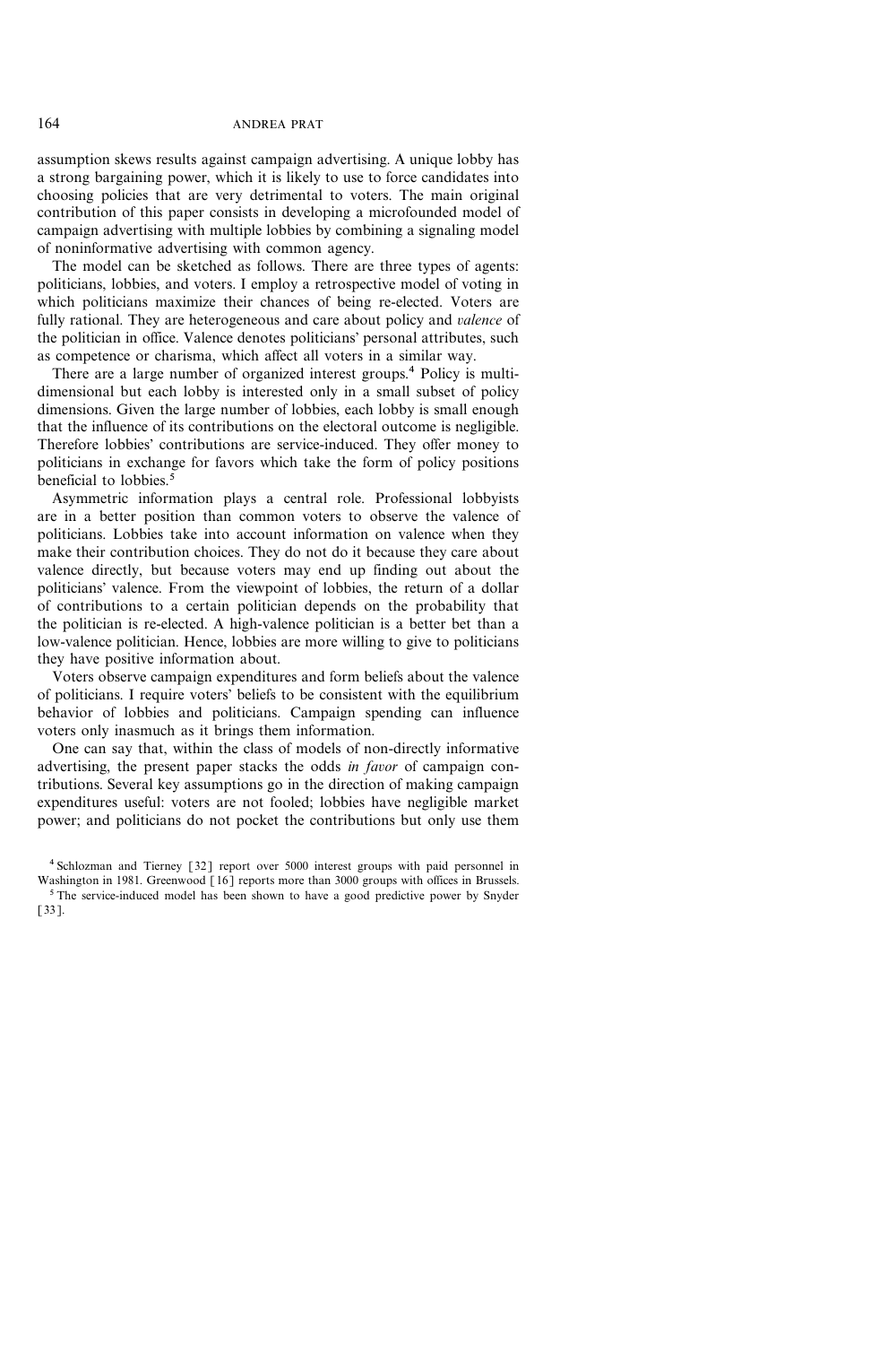assumption skews results against campaign advertising. A unique lobby has a strong bargaining power, which it is likely to use to force candidates into choosing policies that are very detrimental to voters. The main original contribution of this paper consists in developing a microfounded model of campaign advertising with multiple lobbies by combining a signaling model of noninformative advertising with common agency.

The model can be sketched as follows. There are three types of agents: politicians, lobbies, and voters. I employ a retrospective model of voting in which politicians maximize their chances of being re-elected. Voters are fully rational. They are heterogeneous and care about policy and *valence* of the politician in office. Valence denotes politicians' personal attributes, such as competence or charisma, which affect all voters in a similar way.

There are a large number of organized interest groups.[4] Policy is multidimensional but each lobby is interested only in a small subset of policy dimensions. Given the large number of lobbies, each lobby is small enough that the influence of its contributions on the electoral outcome is negligible. Therefore lobbies' contributions are service-induced. They offer money to politicians in exchange for favors which take the form of policy positions beneficial to lobbies.[5]

Asymmetric information plays a central role. Professional lobbyists are in a better position than common voters to observe the valence of politicians. Lobbies take into account information on valence when they make their contribution choices. They do not do it because they care about valence directly, but because voters may end up finding out about the politicians' valence. From the viewpoint of lobbies, the return of a dollar of contributions to a certain politician depends on the probability that the politician is re-elected. A high-valence politician is a better bet than a low-valence politician. Hence, lobbies are more willing to give to politicians they have positive information about.

Voters observe campaign expenditures and form beliefs about the valence of politicians. I require voters' beliefs to be consistent with the equilibrium behavior of lobbies and politicians. Campaign spending can influence voters only inasmuch as it brings them information.

One can say that, within the class of models of non-directly informative advertising, the present paper stacks the odds *in favor* of campaign contributions. Several key assumptions go in the direction of making campaign expenditures useful: voters are not fooled; lobbies have negligible market power; and politicians do not pocket the contributions but only use them

[4] Schlozman and Tierney [32] report over 5000 interest groups with paid personnel in Washington in 1981. Greenwood [16] reports more than 3000 groups with offices in Brussels.

[5] The service-induced model has been shown to have a good predictive power by Snyder [33].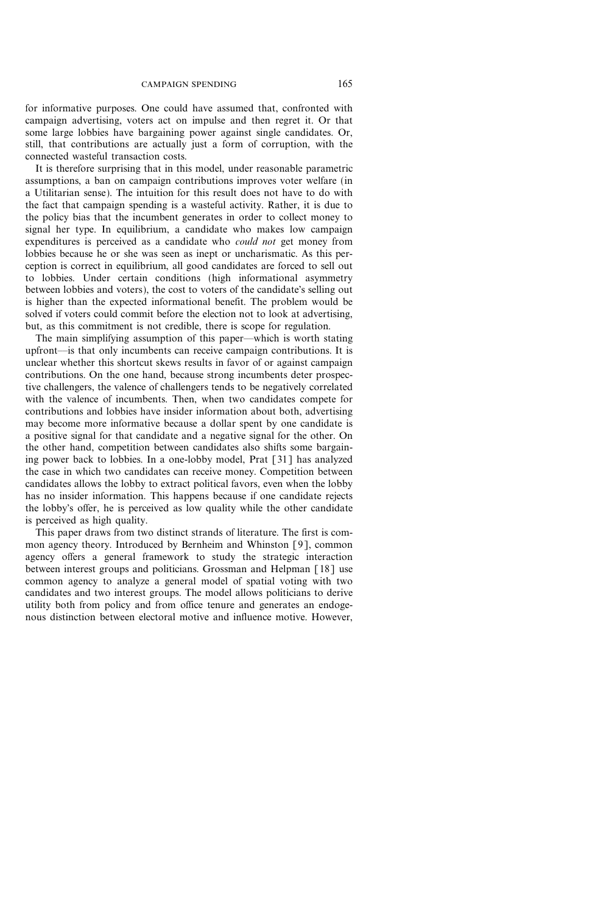for informative purposes. One could have assumed that, confronted with campaign advertising, voters act on impulse and then regret it. Or that some large lobbies have bargaining power against single candidates. Or, still, that contributions are actually just a form of corruption, with the connected wasteful transaction costs.

It is therefore surprising that in this model, under reasonable parametric assumptions, a ban on campaign contributions improves voter welfare (in a Utilitarian sense). The intuition for this result does not have to do with the fact that campaign spending is a wasteful activity. Rather, it is due to the policy bias that the incumbent generates in order to collect money to signal her type. In equilibrium, a candidate who makes low campaign expenditures is perceived as a candidate who *could not* get money from lobbies because he or she was seen as inept or uncharismatic. As this perception is correct in equilibrium, all good candidates are forced to sell out to lobbies. Under certain conditions (high informational asymmetry between lobbies and voters), the cost to voters of the candidate's selling out is higher than the expected informational benefit. The problem would be solved if voters could commit before the election not to look at advertising, but, as this commitment is not credible, there is scope for regulation.

The main simplifying assumption of this paper—which is worth stating upfront—is that only incumbents can receive campaign contributions. It is unclear whether this shortcut skews results in favor of or against campaign contributions. On the one hand, because strong incumbents deter prospective challengers, the valence of challengers tends to be negatively correlated with the valence of incumbents. Then, when two candidates compete for contributions and lobbies have insider information about both, advertising may become more informative because a dollar spent by one candidate is a positive signal for that candidate and a negative signal for the other. On the other hand, competition between candidates also shifts some bargaining power back to lobbies. In a one-lobby model, Prat [31] has analyzed the case in which two candidates can receive money. Competition between candidates allows the lobby to extract political favors, even when the lobby has no insider information. This happens because if one candidate rejects the lobby's offer, he is perceived as low quality while the other candidate is perceived as high quality.

This paper draws from two distinct strands of literature. The first is common agency theory. Introduced by Bernheim and Whinston [9], common agency offers a general framework to study the strategic interaction between interest groups and politicians. Grossman and Helpman [18] use common agency to analyze a general model of spatial voting with two candidates and two interest groups. The model allows politicians to derive utility both from policy and from office tenure and generates an endogenous distinction between electoral motive and influence motive. However,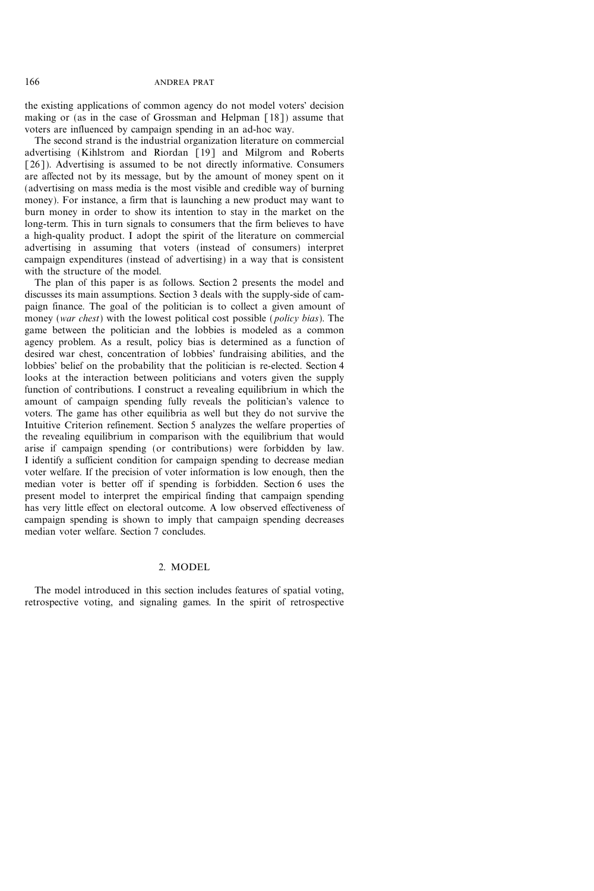the existing applications of common agency do not model voters' decision making or (as in the case of Grossman and Helpman [18]) assume that voters are influenced by campaign spending in an ad-hoc way.

The second strand is the industrial organization literature on commercial advertising (Kihlstrom and Riordan [19] and Milgrom and Roberts [26]). Advertising is assumed to be not directly informative. Consumers are affected not by its message, but by the amount of money spent on it (advertising on mass media is the most visible and credible way of burning money). For instance, a firm that is launching a new product may want to burn money in order to show its intention to stay in the market on the long-term. This in turn signals to consumers that the firm believes to have a high-quality product. I adopt the spirit of the literature on commercial advertising in assuming that voters (instead of consumers) interpret campaign expenditures (instead of advertising) in a way that is consistent with the structure of the model.

The plan of this paper is as follows. Section 2 presents the model and discusses its main assumptions. Section 3 deals with the supply-side of campaign finance. The goal of the politician is to collect a given amount of money (*war chest*) with the lowest political cost possible (*policy bias*). The game between the politician and the lobbies is modeled as a common agency problem. As a result, policy bias is determined as a function of desired war chest, concentration of lobbies' fundraising abilities, and the lobbies' belief on the probability that the politician is re-elected. Section 4 looks at the interaction between politicians and voters given the supply function of contributions. I construct a revealing equilibrium in which the amount of campaign spending fully reveals the politician's valence to voters. The game has other equilibria as well but they do not survive the Intuitive Criterion refinement. Section 5 analyzes the welfare properties of the revealing equilibrium in comparison with the equilibrium that would arise if campaign spending (or contributions) were forbidden by law. I identify a sufficient condition for campaign spending to decrease median voter welfare. If the precision of voter information is low enough, then the median voter is better off if spending is forbidden. Section 6 uses the present model to interpret the empirical finding that campaign spending has very little effect on electoral outcome. A low observed effectiveness of campaign spending is shown to imply that campaign spending decreases median voter welfare. Section 7 concludes.

## 2. MODEL

The model introduced in this section includes features of spatial voting, retrospective voting, and signaling games. In the spirit of retrospective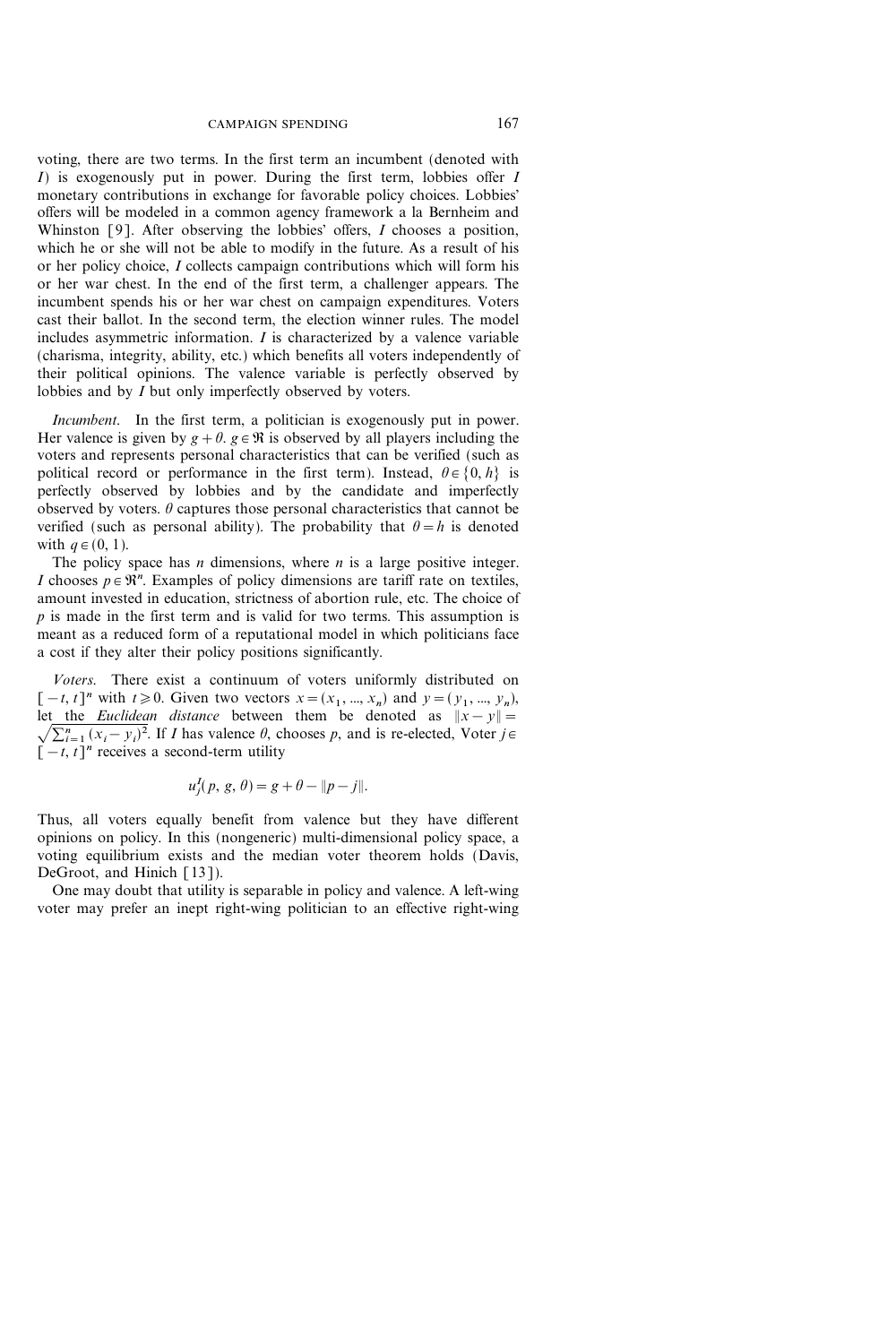voting, there are two terms. In the first term an incumbent (denoted with $I$) is exogenously put in power. During the first term, lobbies offer $I$ monetary contributions in exchange for favorable policy choices. Lobbies' offers will be modeled in a common agency framework a la Bernheim and Whinston [9]. After observing the lobbies' offers, $I$ chooses a position, which he or she will not be able to modify in the future. As a result of his or her policy choice, $I$ collects campaign contributions which will form his or her war chest. In the end of the first term, a challenger appears. The incumbent spends his or her war chest on campaign expenditures. Voters cast their ballot. In the second term, the election winner rules. The model includes asymmetric information. $I$ is characterized by a valence variable (charisma, integrity, ability, etc.) which benefits all voters independently of their political opinions. The valence variable is perfectly observed by lobbies and by $I$ but only imperfectly observed by voters.

*Incumbent.* In the first term, a politician is exogenously put in power. Her valence is given by $g + \theta$. $g \in \Re$ is observed by all players including the voters and represents personal characteristics that can be verified (such as political record or performance in the first term). Instead, $\theta \in \{0, h\}$ is perfectly observed by lobbies and by the candidate and imperfectly observed by voters. $\theta$ captures those personal characteristics that cannot be verified (such as personal ability). The probability that $\theta = h$ is denoted with $q \in (0, 1)$.

The policy space has $n$ dimensions, where $n$ is a large positive integer. $I$ chooses $p \in \Re^n$. Examples of policy dimensions are tariff rate on textiles, amount invested in education, strictness of abortion rule, etc. The choice of $p$ is made in the first term and is valid for two terms. This assumption is meant as a reduced form of a reputational model in which politicians face a cost if they alter their policy positions significantly.

*Voters.* There exist a continuum of voters uniformly distributed on $[-t, t]^n$ with $t \geq 0$. Given two vectors $x = (x_1, ..., x_n)$ and $y = (y_1, ..., y_n)$, let the *Euclidean distance* between them be denoted as $\|x - y\| = \sqrt{\sum_{i=1}^{n} (x_i - y_i)^2}$. If $I$ has valence $\theta$, chooses $p$, and is re-elected, Voter $j \in [-t, t]^n$ receives a second-term utility

$$u_j^I(p, g, \theta) = g + \theta - \|p - j\|.$$

Thus, all voters equally benefit from valence but they have different opinions on policy. In this (nongeneric) multi-dimensional policy space, a voting equilibrium exists and the median voter theorem holds (Davis, DeGroot, and Hinich [13]).

One may doubt that utility is separable in policy and valence. A left-wing voter may prefer an inept right-wing politician to an effective right-wing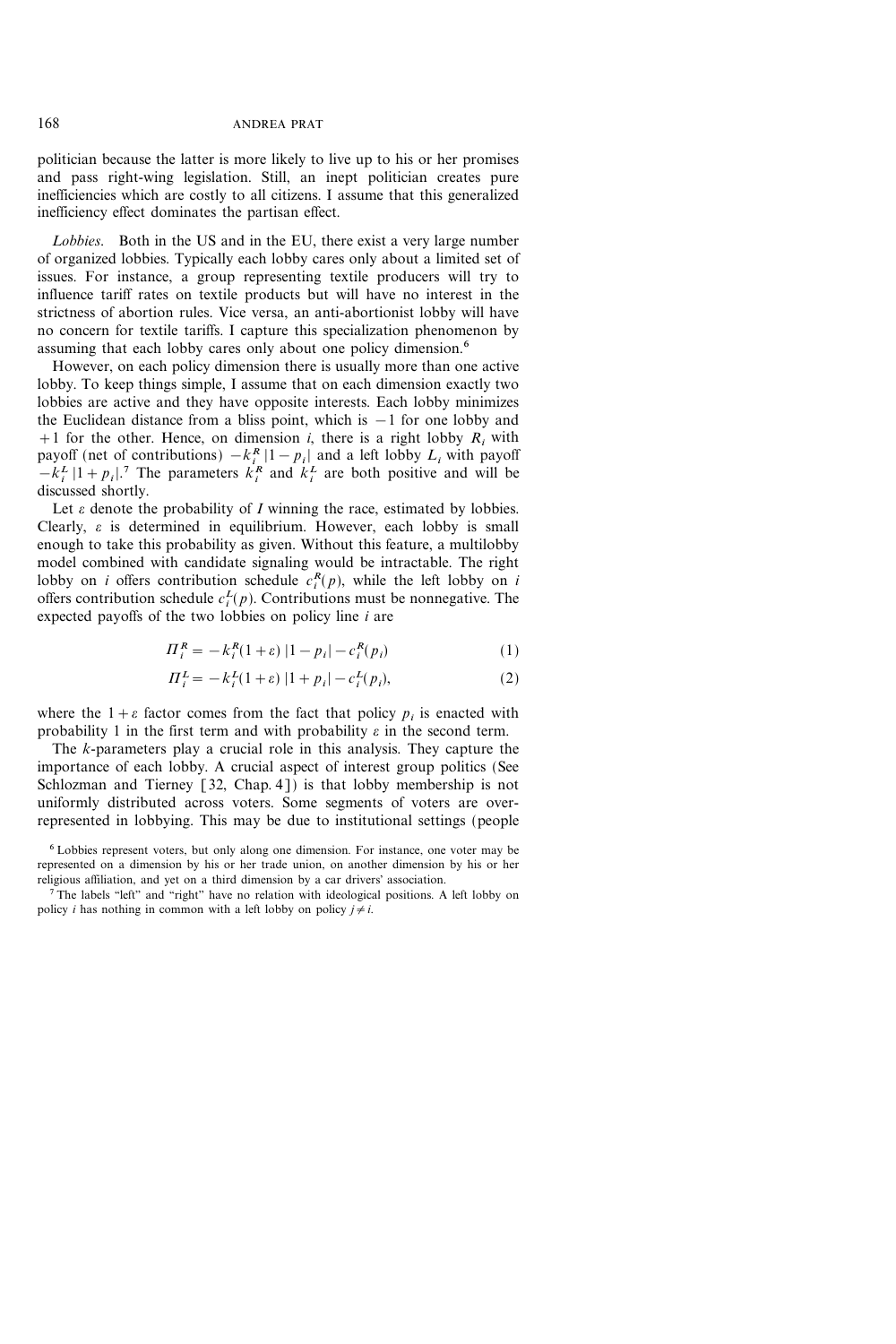politician because the latter is more likely to live up to his or her promises and pass right-wing legislation. Still, an inept politician creates pure inefficiencies which are costly to all citizens. I assume that this generalized inefficiency effect dominates the partisan effect.

*Lobbies*. Both in the US and in the EU, there exist a very large number of organized lobbies. Typically each lobby cares only about a limited set of issues. For instance, a group representing textile producers will try to influence tariff rates on textile products but will have no interest in the strictness of abortion rules. Vice versa, an anti-abortionist lobby will have no concern for textile tariffs. I capture this specialization phenomenon by assuming that each lobby cares only about one policy dimension.[6]

However, on each policy dimension there is usually more than one active lobby. To keep things simple, I assume that on each dimension exactly two lobbies are active and they have opposite interests. Each lobby minimizes the Euclidean distance from a bliss point, which is $-1$ for one lobby and $+1$ for the other. Hence, on dimension $i$, there is a right lobby $R_i$ with payoff (net of contributions) $-k_i^R |1-p_i|$ and a left lobby $L_i$ with payoff $-k_i^L |1+p_i|$.[7] The parameters $k_i^R$ and $k_i^L$ are both positive and will be discussed shortly.

Let $\varepsilon$ denote the probability of $I$ winning the race, estimated by lobbies. Clearly, $\varepsilon$ is determined in equilibrium. However, each lobby is small enough to take this probability as given. Without this feature, a multilobby model combined with candidate signaling would be intractable. The right lobby on $i$ offers contribution schedule $c_i^R(p)$, while the left lobby on $i$ offers contribution schedule $c_i^L(p)$. Contributions must be nonnegative. The expected payoffs of the two lobbies on policy line $i$ are

$$\Pi_i^R = -k_i^R(1+\varepsilon)\,|1-p_i| - c_i^R(p_i) \tag{1}$$

$$\Pi_i^L = -k_i^L(1+\varepsilon)\,|1+p_i| - c_i^L(p_i), \tag{2}$$

where the $1+\varepsilon$ factor comes from the fact that policy $p_i$ is enacted with probability 1 in the first term and with probability $\varepsilon$ in the second term.

The $k$-parameters play a crucial role in this analysis. They capture the importance of each lobby. A crucial aspect of interest group politics (See Schlozman and Tierney [32, Chap. 4]) is that lobby membership is not uniformly distributed across voters. Some segments of voters are over-represented in lobbying. This may be due to institutional settings (people

[6] Lobbies represent voters, but only along one dimension. For instance, one voter may be represented on a dimension by his or her trade union, on another dimension by his or her religious affiliation, and yet on a third dimension by a car drivers' association.

[7] The labels "left" and "right" have no relation with ideological positions. A left lobby on policy $i$ has nothing in common with a left lobby on policy $j \neq i$.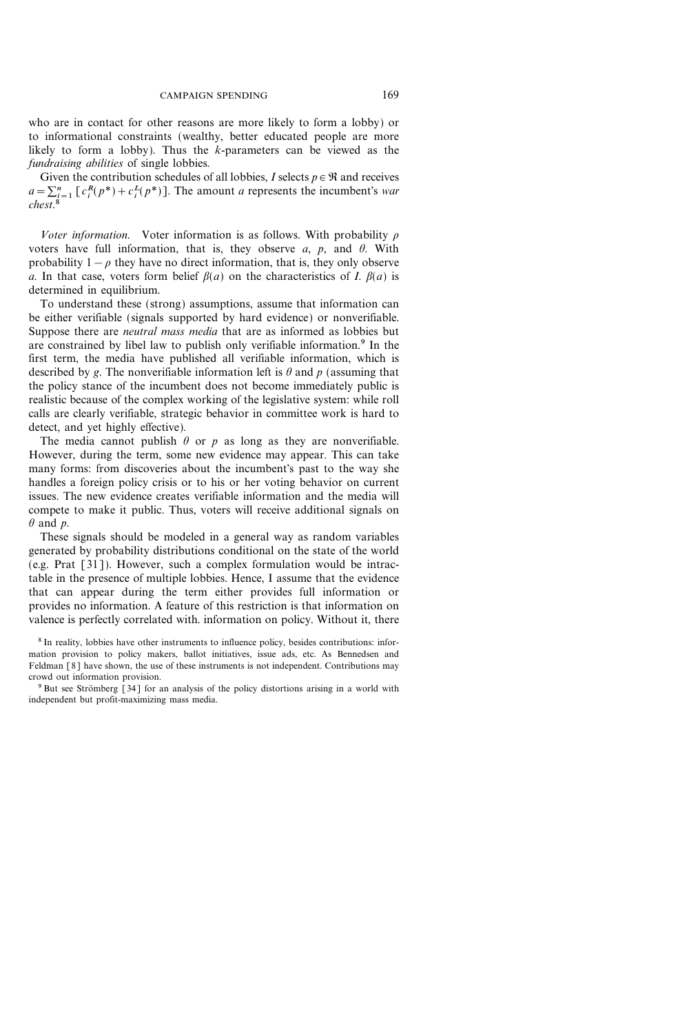who are in contact for other reasons are more likely to form a lobby) or to informational constraints (wealthy, better educated people are more likely to form a lobby). Thus the $k$-parameters can be viewed as the *fundraising abilities* of single lobbies.

Given the contribution schedules of all lobbies, $I$ selects $p \in \Re$ and receives $a = \sum_{i=1}^{n} [c_i^R(p^*) + c_i^L(p^*)]$. The amount $a$ represents the incumbent's *war chest*.[8]

*Voter information.* Voter information is as follows. With probability $\rho$ voters have full information, that is, they observe $a$, $p$, and $\theta$. With probability $1-\rho$ they have no direct information, that is, they only observe $a$. In that case, voters form belief $\beta(a)$ on the characteristics of $I$. $\beta(a)$ is determined in equilibrium.

To understand these (strong) assumptions, assume that information can be either verifiable (signals supported by hard evidence) or nonverifiable. Suppose there are *neutral mass media* that are as informed as lobbies but are constrained by libel law to publish only verifiable information.[9] In the first term, the media have published all verifiable information, which is described by $g$. The nonverifiable information left is $\theta$ and $p$ (assuming that the policy stance of the incumbent does not become immediately public is realistic because of the complex working of the legislative system: while roll calls are clearly verifiable, strategic behavior in committee work is hard to detect, and yet highly effective).

The media cannot publish $\theta$ or $p$ as long as they are nonverifiable. However, during the term, some new evidence may appear. This can take many forms: from discoveries about the incumbent's past to the way she handles a foreign policy crisis or to his or her voting behavior on current issues. The new evidence creates verifiable information and the media will compete to make it public. Thus, voters will receive additional signals on $\theta$ and $p$.

These signals should be modeled in a general way as random variables generated by probability distributions conditional on the state of the world (e.g. Prat [31]). However, such a complex formulation would be intractable in the presence of multiple lobbies. Hence, I assume that the evidence that can appear during the term either provides full information or provides no information. A feature of this restriction is that information on valence is perfectly correlated with. information on policy. Without it, there

[8] In reality, lobbies have other instruments to influence policy, besides contributions: information provision to policy makers, ballot initiatives, issue ads, etc. As Bennedsen and Feldman [8] have shown, the use of these instruments is not independent. Contributions may crowd out information provision.

[9] But see Strömberg [34] for an analysis of the policy distortions arising in a world with independent but profit-maximizing mass media.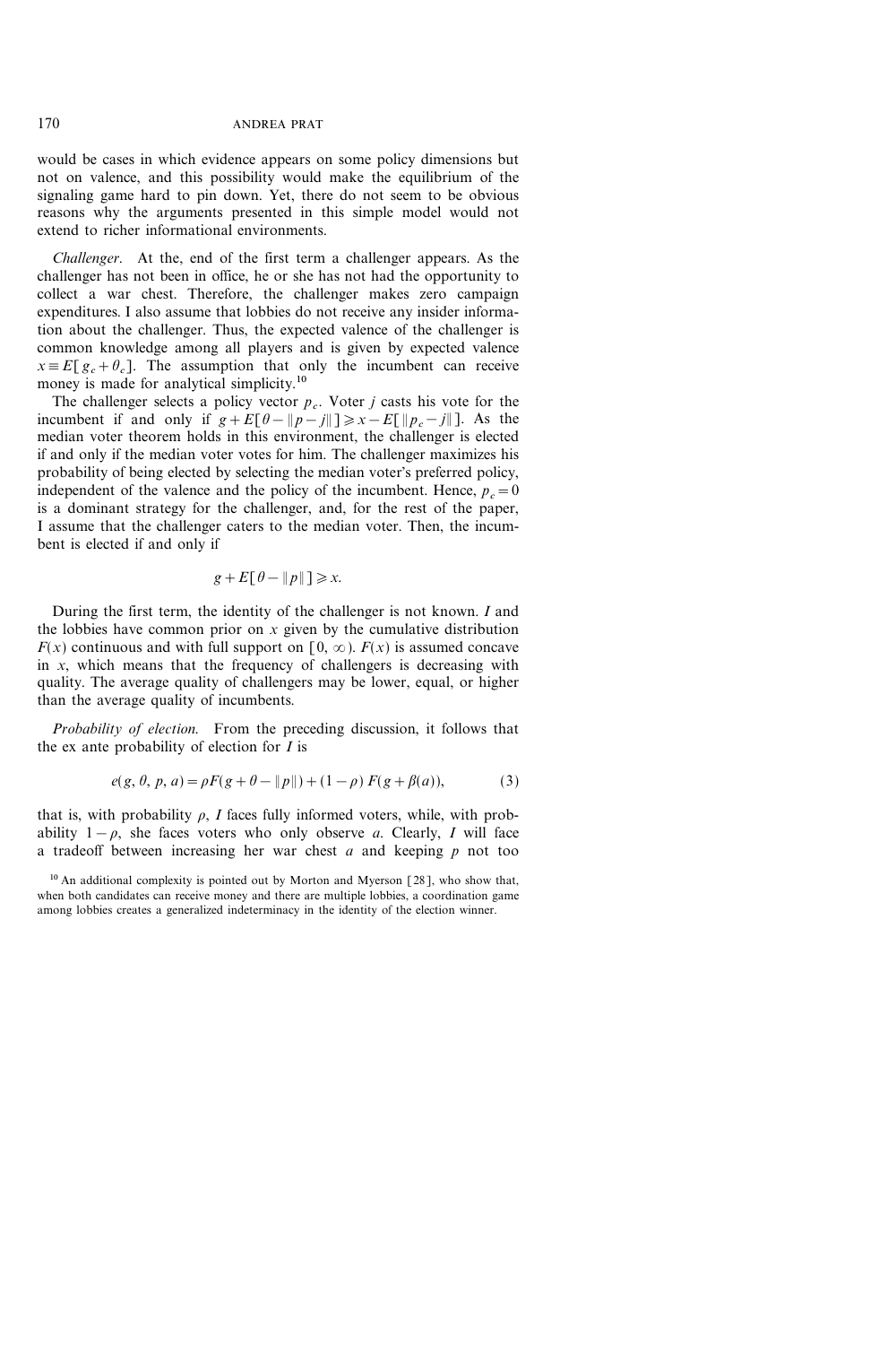would be cases in which evidence appears on some policy dimensions but not on valence, and this possibility would make the equilibrium of the signaling game hard to pin down. Yet, there do not seem to be obvious reasons why the arguments presented in this simple model would not extend to richer informational environments.

*Challenger*. At the, end of the first term a challenger appears. As the challenger has not been in office, he or she has not had the opportunity to collect a war chest. Therefore, the challenger makes zero campaign expenditures. I also assume that lobbies do not receive any insider information about the challenger. Thus, the expected valence of the challenger is common knowledge among all players and is given by expected valence $x \equiv E[g_c + \theta_c]$. The assumption that only the incumbent can receive money is made for analytical simplicity.[10]

The challenger selects a policy vector $p_c$. Voter $j$ casts his vote for the incumbent if and only if $g + E[\theta - \|p - j\|] \geq x - E[\|p_c - j\|]$. As the median voter theorem holds in this environment, the challenger is elected if and only if the median voter votes for him. The challenger maximizes his probability of being elected by selecting the median voter's preferred policy, independent of the valence and the policy of the incumbent. Hence, $p_c = 0$ is a dominant strategy for the challenger, and, for the rest of the paper, I assume that the challenger caters to the median voter. Then, the incumbent is elected if and only if

$$g + E[\theta - \|p\|] \geq x.$$

During the first term, the identity of the challenger is not known. $I$ and the lobbies have common prior on $x$ given by the cumulative distribution $F(x)$ continuous and with full support on $[0, \infty)$. $F(x)$ is assumed concave in $x$, which means that the frequency of challengers is decreasing with quality. The average quality of challengers may be lower, equal, or higher than the average quality of incumbents.

*Probability of election.* From the preceding discussion, it follows that the ex ante probability of election for $I$ is

$$e(g, \theta, p, a) = \rho F(g + \theta - \|p\|) + (1 - \rho) F(g + \beta(a)), \tag{3}$$

that is, with probability $\rho$, $I$ faces fully informed voters, while, with probability $1 - \rho$, she faces voters who only observe $a$. Clearly, $I$ will face a tradeoff between increasing her war chest $a$ and keeping $p$ not too

[10] An additional complexity is pointed out by Morton and Myerson [28], who show that, when both candidates can receive money and there are multiple lobbies, a coordination game among lobbies creates a generalized indeterminacy in the identity of the election winner.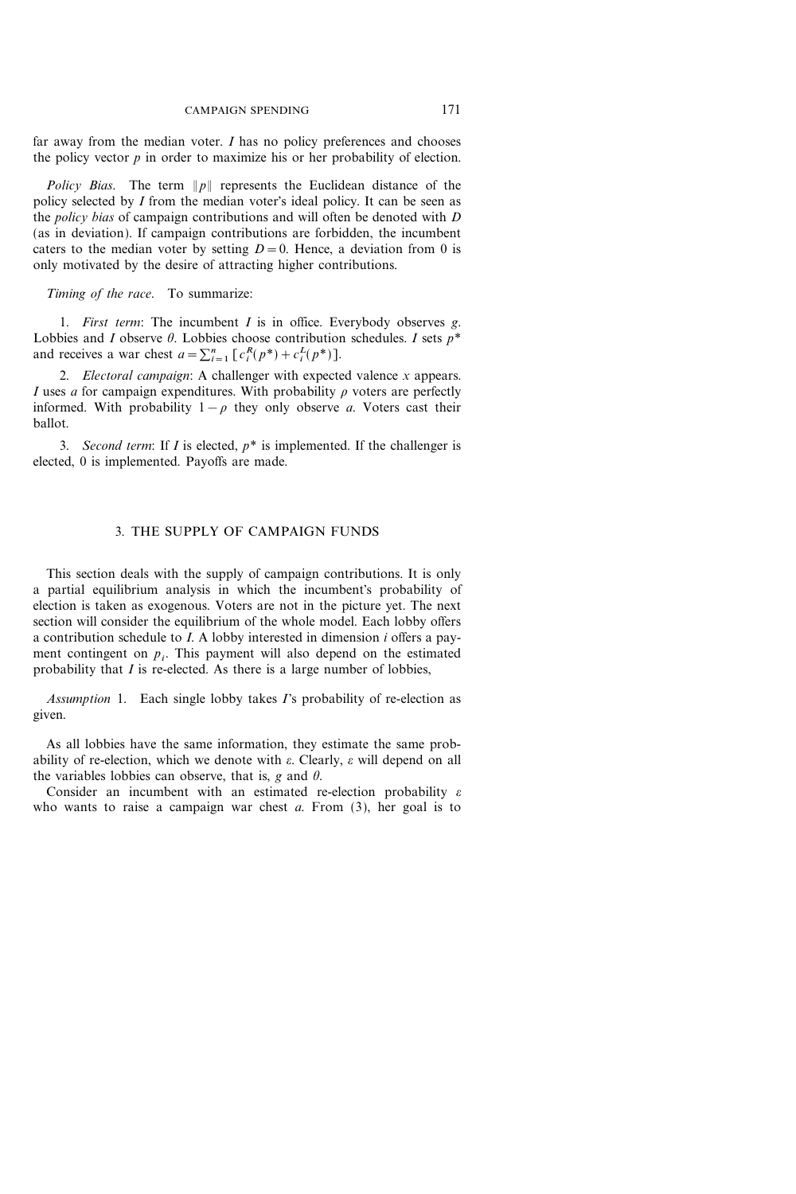far away from the median voter. $I$ has no policy preferences and chooses the policy vector $p$ in order to maximize his or her probability of election.

*Policy Bias*. The term $\|p\|$ represents the Euclidean distance of the policy selected by $I$ from the median voter's ideal policy. It can be seen as the *policy bias* of campaign contributions and will often be denoted with $D$ (as in deviation). If campaign contributions are forbidden, the incumbent caters to the median voter by setting $D = 0$. Hence, a deviation from 0 is only motivated by the desire of attracting higher contributions.

*Timing of the race*. To summarize:

1. *First term*: The incumbent $I$ is in office. Everybody observes $g$. Lobbies and $I$ observe $\theta$. Lobbies choose contribution schedules. $I$ sets $p^*$ and receives a war chest $a = \sum_{i=1}^{n} [c_i^R(p^*) + c_i^L(p^*)]$.

2. *Electoral campaign*: A challenger with expected valence $x$ appears. $I$ uses $a$ for campaign expenditures. With probability $\rho$ voters are perfectly informed. With probability $1 - \rho$ they only observe $a$. Voters cast their ballot.

3. *Second term*: If $I$ is elected, $p^*$ is implemented. If the challenger is elected, 0 is implemented. Payoffs are made.

## 3. THE SUPPLY OF CAMPAIGN FUNDS

This section deals with the supply of campaign contributions. It is only a partial equilibrium analysis in which the incumbent's probability of election is taken as exogenous. Voters are not in the picture yet. The next section will consider the equilibrium of the whole model. Each lobby offers a contribution schedule to $I$. A lobby interested in dimension $i$ offers a payment contingent on $p_i$. This payment will also depend on the estimated probability that $I$ is re-elected. As there is a large number of lobbies,

*Assumption* 1. Each single lobby takes $I$'s probability of re-election as given.

As all lobbies have the same information, they estimate the same probability of re-election, which we denote with $\varepsilon$. Clearly, $\varepsilon$ will depend on all the variables lobbies can observe, that is, $g$ and $\theta$.

Consider an incumbent with an estimated re-election probability $\varepsilon$ who wants to raise a campaign war chest $a$. From (3), her goal is to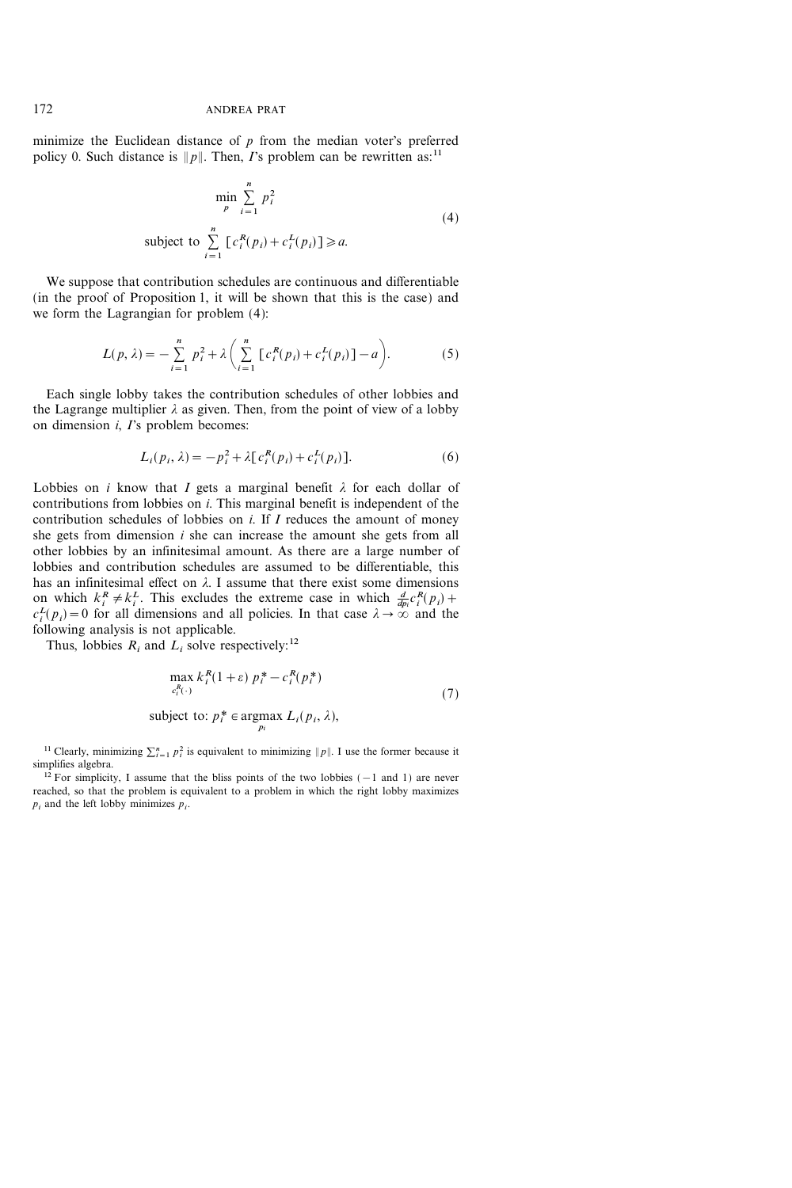minimize the Euclidean distance of $p$ from the median voter's preferred policy 0. Such distance is $\|p\|$. Then, $I$'s problem can be rewritten as:[11]

$$\min_{p} \sum_{i=1}^{n} p_i^2$$
$$\text{subject to } \sum_{i=1}^{n} [c_i^R(p_i) + c_i^L(p_i)] \geqslant a. \tag{4}$$

We suppose that contribution schedules are continuous and differentiable (in the proof of Proposition 1, it will be shown that this is the case) and we form the Lagrangian for problem (4):

$$L(p, \lambda) = -\sum_{i=1}^{n} p_i^2 + \lambda \left( \sum_{i=1}^{n} [c_i^R(p_i) + c_i^L(p_i)] - a \right). \tag{5}$$

Each single lobby takes the contribution schedules of other lobbies and the Lagrange multiplier $\lambda$ as given. Then, from the point of view of a lobby on dimension $i$, $I$'s problem becomes:

$$L_i(p_i, \lambda) = -p_i^2 + \lambda [c_i^R(p_i) + c_i^L(p_i)]. \tag{6}$$

Lobbies on $i$ know that $I$ gets a marginal benefit $\lambda$ for each dollar of contributions from lobbies on $i$. This marginal benefit is independent of the contribution schedules of lobbies on $i$. If $I$ reduces the amount of money she gets from dimension $i$ she can increase the amount she gets from all other lobbies by an infinitesimal amount. As there are a large number of lobbies and contribution schedules are assumed to be differentiable, this has an infinitesimal effect on $\lambda$. I assume that there exist some dimensions on which $k_i^R \neq k_i^L$. This excludes the extreme case in which $\frac{d}{dp_i} c_i^R(p_i) + c_i^L(p_i) = 0$ for all dimensions and all policies. In that case $\lambda \to \infty$ and the following analysis is not applicable.

Thus, lobbies $R_i$ and $L_i$ solve respectively:[12]

$$\max_{c_i^R(\cdot)} k_i^R (1+\varepsilon)\, p_i^* - c_i^R(p_i^*)$$
$$\text{subject to: } p_i^* \in \operatorname*{argmax}_{p_i} L_i(p_i, \lambda), \tag{7}$$

---

[11] Clearly, minimizing $\sum_{i=1}^{n} p_i^2$ is equivalent to minimizing $\|p\|$. I use the former because it simplifies algebra.

[12] For simplicity, I assume that the bliss points of the two lobbies ($-1$ and 1) are never reached, so that the problem is equivalent to a problem in which the right lobby maximizes $p_i$ and the left lobby minimizes $p_i$.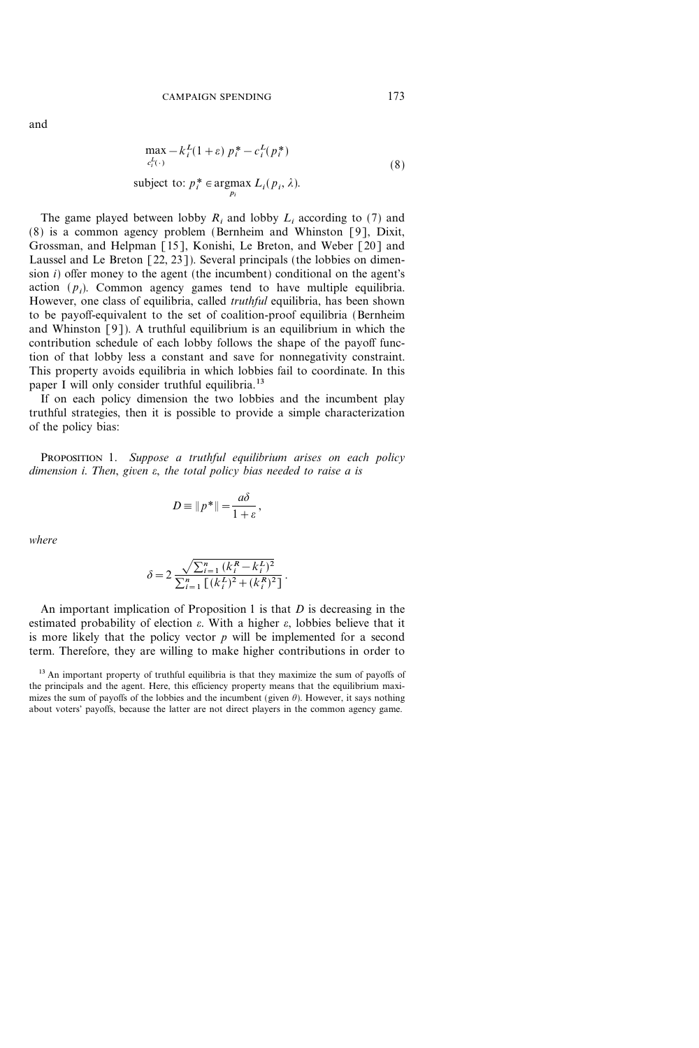and

$$\max_{c_i^L(\cdot)} -k_i^L(1+\varepsilon)\, p_i^* - c_i^L(p_i^*)$$
$$\text{subject to: } p_i^* \in \underset{p_i}{\operatorname{argmax}}\, L_i(p_i, \lambda). \tag{8}$$

The game played between lobby $R_i$ and lobby $L_i$ according to (7) and (8) is a common agency problem (Bernheim and Whinston [9], Dixit, Grossman, and Helpman [15], Konishi, Le Breton, and Weber [20] and Laussel and Le Breton [22, 23]). Several principals (the lobbies on dimension $i$) offer money to the agent (the incumbent) conditional on the agent's action ($p_i$). Common agency games tend to have multiple equilibria. However, one class of equilibria, called *truthful* equilibria, has been shown to be payoff-equivalent to the set of coalition-proof equilibria (Bernheim and Whinston [9]). A truthful equilibrium is an equilibrium in which the contribution schedule of each lobby follows the shape of the payoff function of that lobby less a constant and save for nonnegativity constraint. This property avoids equilibria in which lobbies fail to coordinate. In this paper I will only consider truthful equilibria.[13]

If on each policy dimension the two lobbies and the incumbent play truthful strategies, then it is possible to provide a simple characterization of the policy bias:

PROPOSITION 1. *Suppose a truthful equilibrium arises on each policy dimension i. Then, given ε, the total policy bias needed to raise a is*

$$D \equiv \|p^*\| = \frac{a\delta}{1+\varepsilon},$$

*where*

$$\delta = 2\,\frac{\sqrt{\sum_{i=1}^{n}(k_i^R - k_i^L)^2}}{\sum_{i=1}^{n}\left[(k_i^L)^2 + (k_i^R)^2\right]}.$$

An important implication of Proposition 1 is that $D$ is decreasing in the estimated probability of election $\varepsilon$. With a higher $\varepsilon$, lobbies believe that it is more likely that the policy vector $p$ will be implemented for a second term. Therefore, they are willing to make higher contributions in order to

[13] An important property of truthful equilibria is that they maximize the sum of payoffs of the principals and the agent. Here, this efficiency property means that the equilibrium maximizes the sum of payoffs of the lobbies and the incumbent (given $\theta$). However, it says nothing about voters' payoffs, because the latter are not direct players in the common agency game.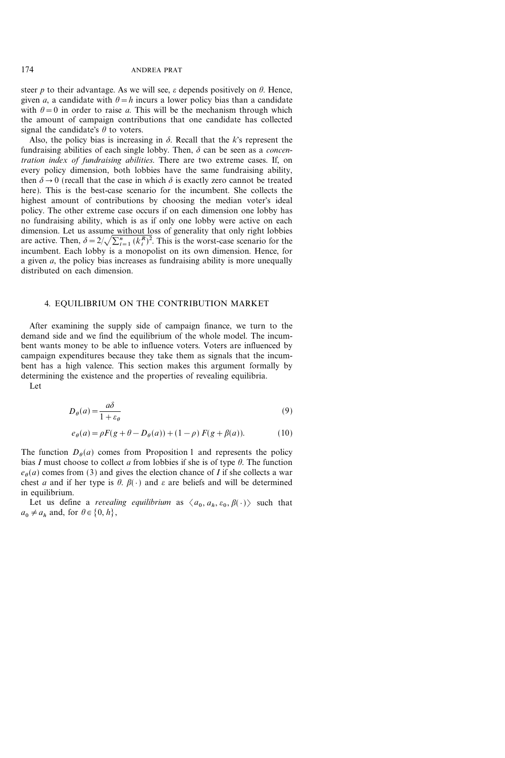steer $p$ to their advantage. As we will see, $\varepsilon$ depends positively on $\theta$. Hence, given $a$, a candidate with $\theta = h$ incurs a lower policy bias than a candidate with $\theta = 0$ in order to raise $a$. This will be the mechanism through which the amount of campaign contributions that one candidate has collected signal the candidate's $\theta$ to voters.

Also, the policy bias is increasing in $\delta$. Recall that the $k$'s represent the fundraising abilities of each single lobby. Then, $\delta$ can be seen as a *concentration index of fundraising abilities*. There are two extreme cases. If, on every policy dimension, both lobbies have the same fundraising ability, then $\delta \to 0$ (recall that the case in which $\delta$ is exactly zero cannot be treated here). This is the best-case scenario for the incumbent. She collects the highest amount of contributions by choosing the median voter's ideal policy. The other extreme case occurs if on each dimension one lobby has no fundraising ability, which is as if only one lobby were active on each dimension. Let us assume without loss of generality that only right lobbies are active. Then, $\delta = 2/\sqrt{\sum_{i=1}^{n} (k_i^R)^2}$. This is the worst-case scenario for the incumbent. Each lobby is a monopolist on its own dimension. Hence, for a given $a$, the policy bias increases as fundraising ability is more unequally distributed on each dimension.

## 4. EQUILIBRIUM ON THE CONTRIBUTION MARKET

After examining the supply side of campaign finance, we turn to the demand side and we find the equilibrium of the whole model. The incumbent wants money to be able to influence voters. Voters are influenced by campaign expenditures because they take them as signals that the incumbent has a high valence. This section makes this argument formally by determining the existence and the properties of revealing equilibria.

Let

$$D_\theta(a) = \frac{a\delta}{1 + \varepsilon_\theta} \tag{9}$$

$$e_\theta(a) = \rho F(g + \theta - D_\theta(a)) + (1 - \rho)\, F(g + \beta(a)). \tag{10}$$

The function $D_\theta(a)$ comes from Proposition 1 and represents the policy bias $I$ must choose to collect $a$ from lobbies if she is of type $\theta$. The function $e_\theta(a)$ comes from (3) and gives the election chance of $I$ if she collects a war chest $a$ and if her type is $\theta$. $\beta(\cdot)$ and $\varepsilon$ are beliefs and will be determined in equilibrium.

Let us define a *revealing equilibrium* as $\langle a_0, a_h, \varepsilon_0, \beta(\cdot) \rangle$ such that $a_0 \neq a_h$ and, for $\theta \in \{0, h\}$,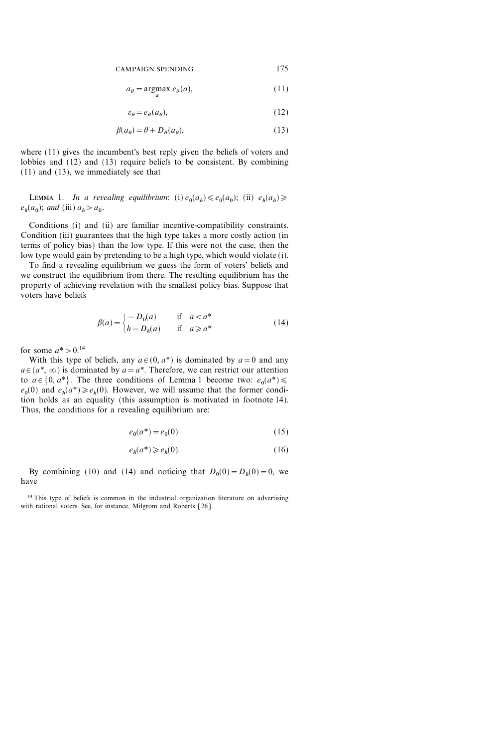$$a_\theta = \underset{a}{\operatorname{argmax}}\, e_\theta(a), \tag{11}$$

$$\varepsilon_\theta = e_\theta(a_\theta), \tag{12}$$

$$\beta(a_\theta) = \theta + D_\theta(a_\theta), \tag{13}$$

where (11) gives the incumbent's best reply given the beliefs of voters and lobbies and (12) and (13) require beliefs to be consistent. By combining (11) and (13), we immediately see that

LEMMA 1. *In a revealing equilibrium*: (i) $e_0(a_h) \leqslant e_0(a_0)$; (ii) $e_h(a_h) \geqslant e_h(a_0)$; *and* (iii) $a_h > a_0$.

Conditions (i) and (ii) are familiar incentive-compatibility constraints. Condition (iii) guarantees that the high type takes a more costly action (in terms of policy bias) than the low type. If this were not the case, then the low type would gain by pretending to be a high type, which would violate (i).

To find a revealing equilibrium we guess the form of voters' beliefs and we construct the equilibrium from there. The resulting equilibrium has the property of achieving revelation with the smallest policy bias. Suppose that voters have beliefs

$$\beta(a) = \begin{cases} -D_0(a) & \text{if} \quad a < a^* \\ h - D_h(a) & \text{if} \quad a \geqslant a^* \end{cases} \tag{14}$$

for some $a^* > 0$.[14]

With this type of beliefs, any $a \in (0, a^*)$ is dominated by $a = 0$ and any $a \in (a^*, \infty)$ is dominated by $a = a^*$. Therefore, we can restrict our attention to $a \in \{0, a^*\}$. The three conditions of Lemma 1 become two: $e_0(a^*) \leqslant e_0(0)$ and $e_h(a^*) \geqslant e_h(0)$. However, we will assume that the former condition holds as an equality (this assumption is motivated in footnote 14). Thus, the conditions for a revealing equilibrium are:

$$e_0(a^*) = e_0(0) \tag{15}$$

$$e_h(a^*) \geqslant e_h(0). \tag{16}$$

By combining (10) and (14) and noticing that $D_0(0) = D_h(0) = 0$, we have

[14] This type of beliefs is common in the industrial organization literature on advertising with rational voters. See, for instance, Milgrom and Roberts [26].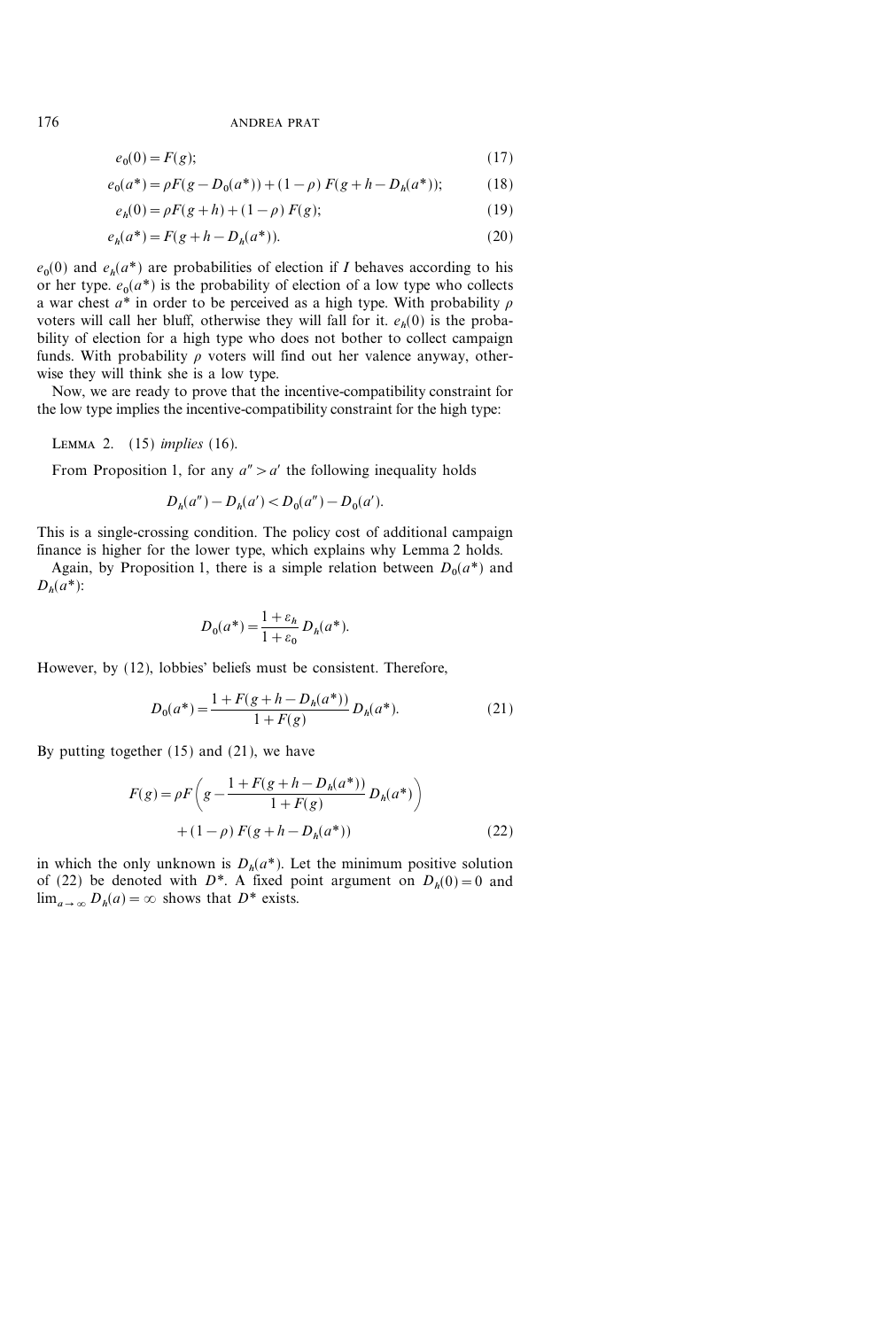$$e_0(0) = F(g); \tag{17}$$

$$e_0(a^*) = \rho F(g - D_0(a^*)) + (1-\rho)\, F(g + h - D_h(a^*)); \tag{18}$$

$$e_h(0) = \rho F(g+h) + (1-\rho)\, F(g); \tag{19}$$

$$e_h(a^*) = F(g + h - D_h(a^*)). \tag{20}$$

$e_0(0)$ and $e_h(a^*)$ are probabilities of election if $I$ behaves according to his or her type. $e_0(a^*)$ is the probability of election of a low type who collects a war chest $a^*$ in order to be perceived as a high type. With probability $\rho$ voters will call her bluff, otherwise they will fall for it. $e_h(0)$ is the probability of election for a high type who does not bother to collect campaign funds. With probability $\rho$ voters will find out her valence anyway, otherwise they will think she is a low type.

Now, we are ready to prove that the incentive-compatibility constraint for the low type implies the incentive-compatibility constraint for the high type:

LEMMA 2. (15) *implies* (16).

From Proposition 1, for any $a'' > a'$ the following inequality holds

$$D_h(a'') - D_h(a') < D_0(a'') - D_0(a').$$

This is a single-crossing condition. The policy cost of additional campaign finance is higher for the lower type, which explains why Lemma 2 holds.

Again, by Proposition 1, there is a simple relation between $D_0(a^*)$ and $D_h(a^*)$:

$$D_0(a^*) = \frac{1+\varepsilon_h}{1+\varepsilon_0} D_h(a^*).$$

However, by (12), lobbies' beliefs must be consistent. Therefore,

$$D_0(a^*) = \frac{1 + F(g + h - D_h(a^*))}{1 + F(g)} D_h(a^*). \tag{21}$$

By putting together (15) and (21), we have

$$F(g) = \rho F\left(g - \frac{1 + F(g + h - D_h(a^*))}{1 + F(g)} D_h(a^*)\right) + (1-\rho)\, F(g + h - D_h(a^*)) \tag{22}$$

in which the only unknown is $D_h(a^*)$. Let the minimum positive solution of (22) be denoted with $D^*$. A fixed point argument on $D_h(0) = 0$ and $\lim_{a \to \infty} D_h(a) = \infty$ shows that $D^*$ exists.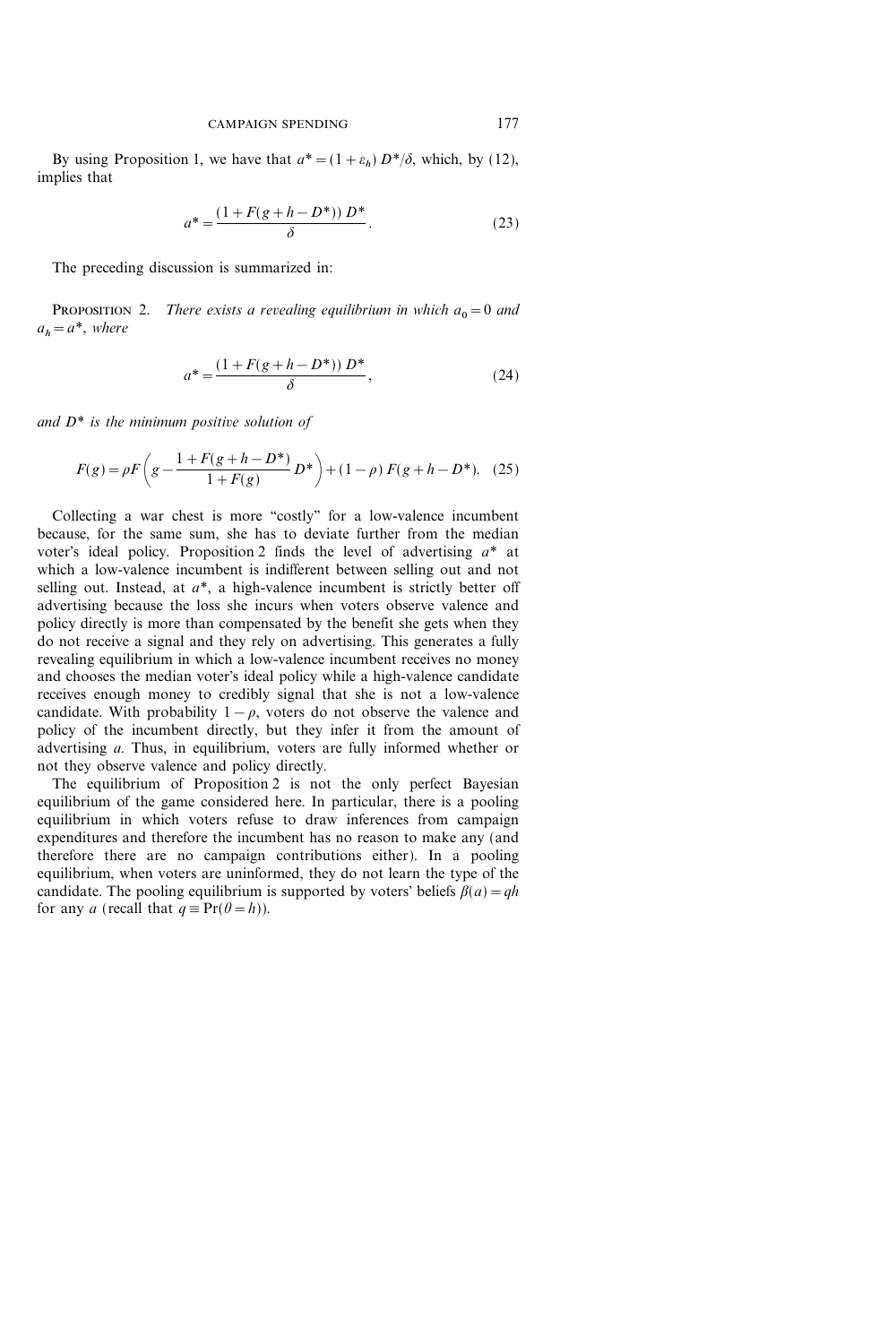By using Proposition 1, we have that $a^* = (1 + \varepsilon_h) D^*/\delta$, which, by (12), implies that

$$a^* = \frac{(1 + F(g + h - D^*)) D^*}{\delta}. \tag{23}$$

The preceding discussion is summarized in:

Proposition 2. *There exists a revealing equilibrium in which $a_0 = 0$ and $a_h = a^*$, where*

$$a^* = \frac{(1 + F(g + h - D^*)) D^*}{\delta}, \tag{24}$$

*and $D^*$ is the minimum positive solution of*

$$F(g) = \rho F\left(g - \frac{1 + F(g + h - D^*)}{1 + F(g)} D^*\right) + (1 - \rho) F(g + h - D^*). \tag{25}$$

Collecting a war chest is more "costly" for a low-valence incumbent because, for the same sum, she has to deviate further from the median voter's ideal policy. Proposition 2 finds the level of advertising $a^*$ at which a low-valence incumbent is indifferent between selling out and not selling out. Instead, at $a^*$, a high-valence incumbent is strictly better off advertising because the loss she incurs when voters observe valence and policy directly is more than compensated by the benefit she gets when they do not receive a signal and they rely on advertising. This generates a fully revealing equilibrium in which a low-valence incumbent receives no money and chooses the median voter's ideal policy while a high-valence candidate receives enough money to credibly signal that she is not a low-valence candidate. With probability $1 - \rho$, voters do not observe the valence and policy of the incumbent directly, but they infer it from the amount of advertising $a$. Thus, in equilibrium, voters are fully informed whether or not they observe valence and policy directly.

The equilibrium of Proposition 2 is not the only perfect Bayesian equilibrium of the game considered here. In particular, there is a pooling equilibrium in which voters refuse to draw inferences from campaign expenditures and therefore the incumbent has no reason to make any (and therefore there are no campaign contributions either). In a pooling equilibrium, when voters are uninformed, they do not learn the type of the candidate. The pooling equilibrium is supported by voters' beliefs $\beta(a) = qh$ for any $a$ (recall that $q \equiv \Pr(\theta = h)$).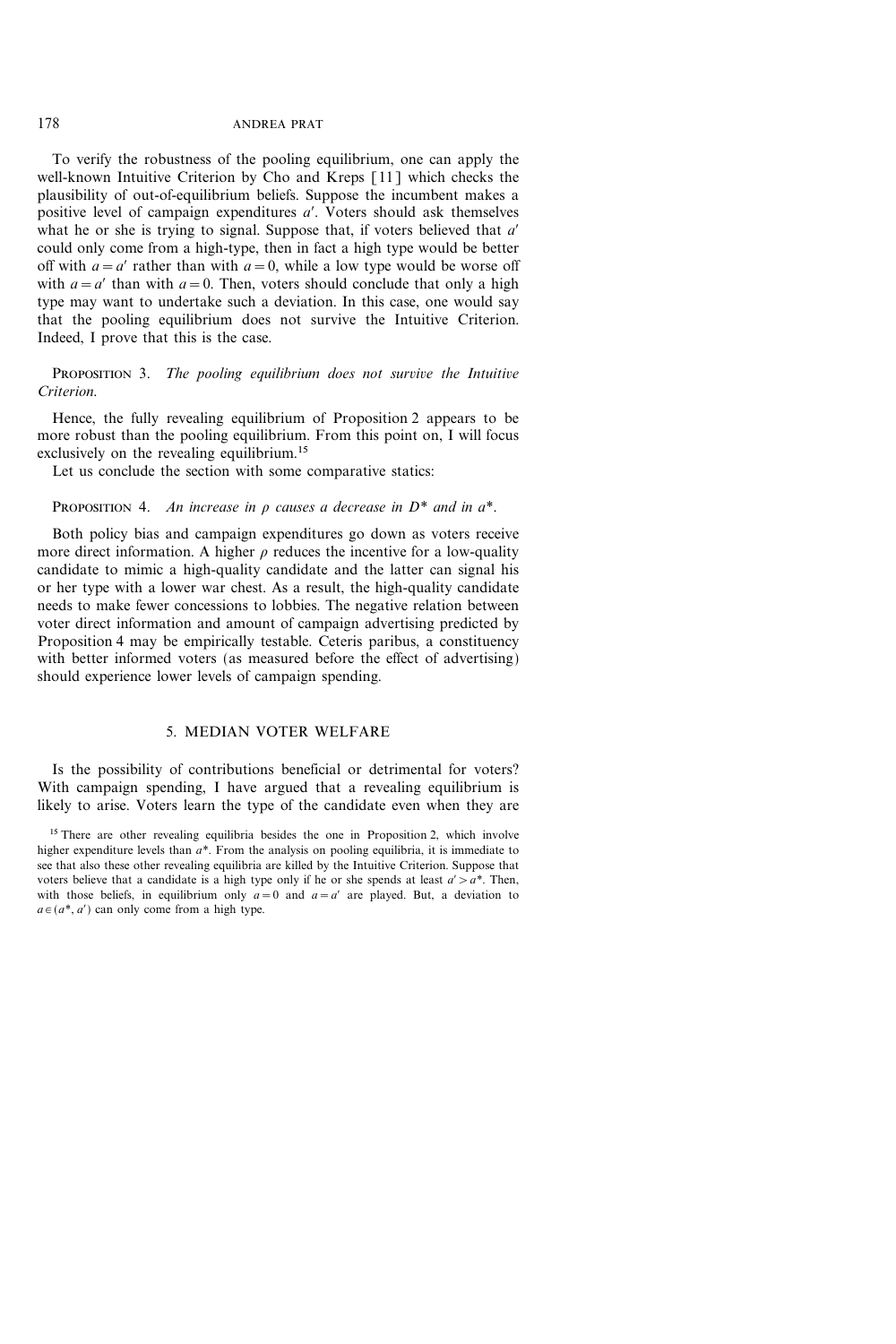To verify the robustness of the pooling equilibrium, one can apply the well-known Intuitive Criterion by Cho and Kreps [11] which checks the plausibility of out-of-equilibrium beliefs. Suppose the incumbent makes a positive level of campaign expenditures $a'$. Voters should ask themselves what he or she is trying to signal. Suppose that, if voters believed that $a'$ could only come from a high-type, then in fact a high type would be better off with $a = a'$ rather than with $a = 0$, while a low type would be worse off with $a = a'$ than with $a = 0$. Then, voters should conclude that only a high type may want to undertake such a deviation. In this case, one would say that the pooling equilibrium does not survive the Intuitive Criterion. Indeed, I prove that this is the case.

PROPOSITION 3. *The pooling equilibrium does not survive the Intuitive Criterion.*

Hence, the fully revealing equilibrium of Proposition 2 appears to be more robust than the pooling equilibrium. From this point on, I will focus exclusively on the revealing equilibrium.[15]

Let us conclude the section with some comparative statics:

PROPOSITION 4. *An increase in $\rho$ causes a decrease in $D^*$ and in $a^*$.*

Both policy bias and campaign expenditures go down as voters receive more direct information. A higher $\rho$ reduces the incentive for a low-quality candidate to mimic a high-quality candidate and the latter can signal his or her type with a lower war chest. As a result, the high-quality candidate needs to make fewer concessions to lobbies. The negative relation between voter direct information and amount of campaign advertising predicted by Proposition 4 may be empirically testable. Ceteris paribus, a constituency with better informed voters (as measured before the effect of advertising) should experience lower levels of campaign spending.

## 5. MEDIAN VOTER WELFARE

Is the possibility of contributions beneficial or detrimental for voters? With campaign spending, I have argued that a revealing equilibrium is likely to arise. Voters learn the type of the candidate even when they are

[15] There are other revealing equilibria besides the one in Proposition 2, which involve higher expenditure levels than $a^*$. From the analysis on pooling equilibria, it is immediate to see that also these other revealing equilibria are killed by the Intuitive Criterion. Suppose that voters believe that a candidate is a high type only if he or she spends at least $a' > a^*$. Then, with those beliefs, in equilibrium only $a = 0$ and $a = a'$ are played. But, a deviation to $a \in (a^*, a')$ can only come from a high type.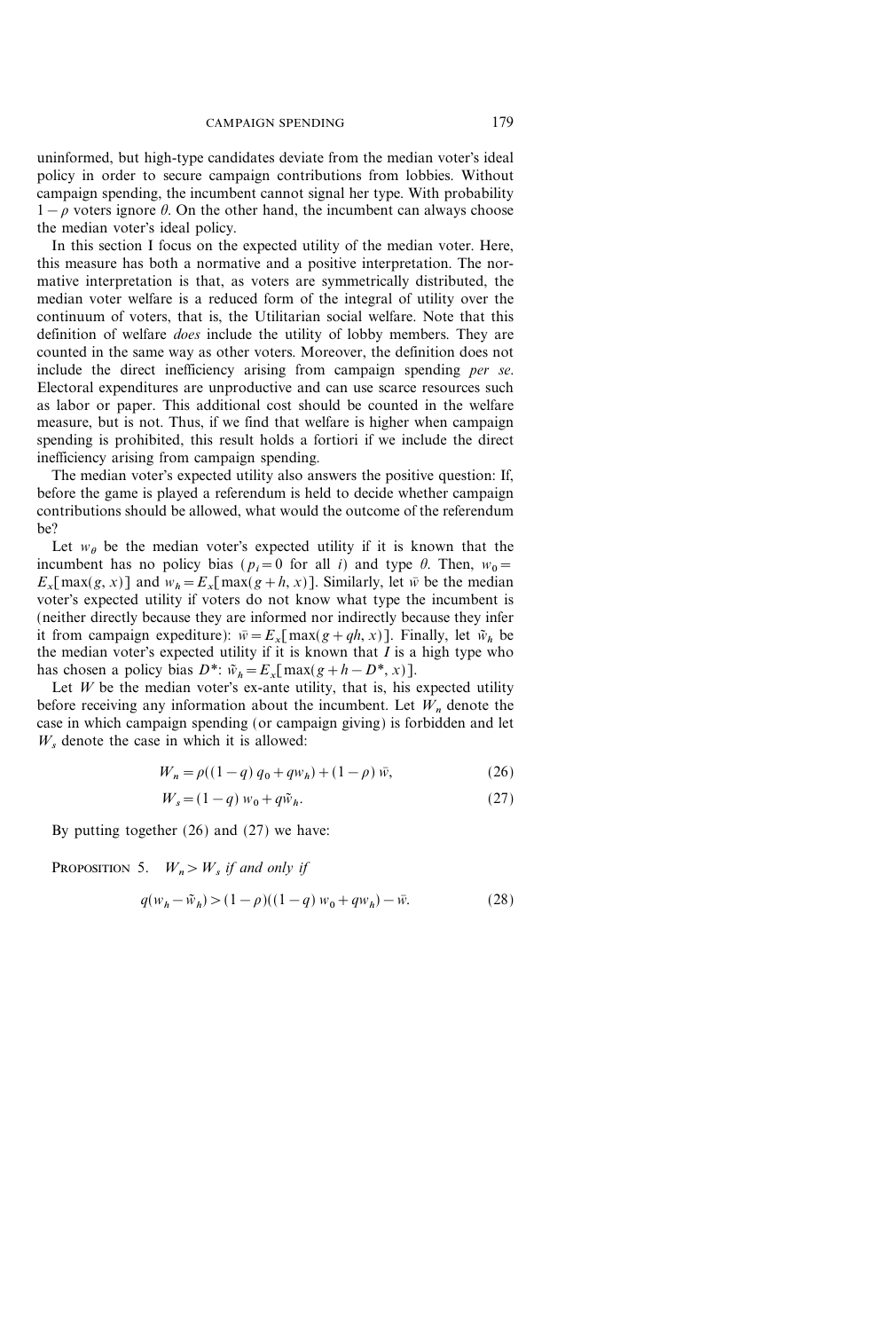uninformed, but high-type candidates deviate from the median voter's ideal policy in order to secure campaign contributions from lobbies. Without campaign spending, the incumbent cannot signal her type. With probability $1-\rho$ voters ignore $\theta$. On the other hand, the incumbent can always choose the median voter's ideal policy.

In this section I focus on the expected utility of the median voter. Here, this measure has both a normative and a positive interpretation. The normative interpretation is that, as voters are symmetrically distributed, the median voter welfare is a reduced form of the integral of utility over the continuum of voters, that is, the Utilitarian social welfare. Note that this definition of welfare *does* include the utility of lobby members. They are counted in the same way as other voters. Moreover, the definition does not include the direct inefficiency arising from campaign spending *per se*. Electoral expenditures are unproductive and can use scarce resources such as labor or paper. This additional cost should be counted in the welfare measure, but is not. Thus, if we find that welfare is higher when campaign spending is prohibited, this result holds a fortiori if we include the direct inefficiency arising from campaign spending.

The median voter's expected utility also answers the positive question: If, before the game is played a referendum is held to decide whether campaign contributions should be allowed, what would the outcome of the referendum be?

Let $w_\theta$ be the median voter's expected utility if it is known that the incumbent has no policy bias ($p_i = 0$ for all $i$) and type $\theta$. Then, $w_0 = E_x[\max(g, x)]$ and $w_h = E_x[\max(g+h, x)]$. Similarly, let $\bar{w}$ be the median voter's expected utility if voters do not know what type the incumbent is (neither directly because they are informed nor indirectly because they infer it from campaign expediture): $\bar{w} = E_x[\max(g+qh, x)]$. Finally, let $\tilde{w}_h$ be the median voter's expected utility if it is known that $I$ is a high type who has chosen a policy bias $D^*$: $\tilde{w}_h = E_x[\max(g+h-D^*, x)]$.

Let $W$ be the median voter's ex-ante utility, that is, his expected utility before receiving any information about the incumbent. Let $W_n$ denote the case in which campaign spending (or campaign giving) is forbidden and let $W_s$ denote the case in which it is allowed:

$$W_n = \rho((1-q)\, q_0 + q w_h) + (1-\rho)\, \bar{w}, \tag{26}$$

$$W_s = (1-q)\, w_0 + q \tilde{w}_h. \tag{27}$$

By putting together (26) and (27) we have:

PROPOSITION 5. *$W_n > W_s$ if and only if*

$$q(w_h - \tilde{w}_h) > (1-\rho)((1-q)\, w_0 + q w_h) - \bar{w}. \tag{28}$$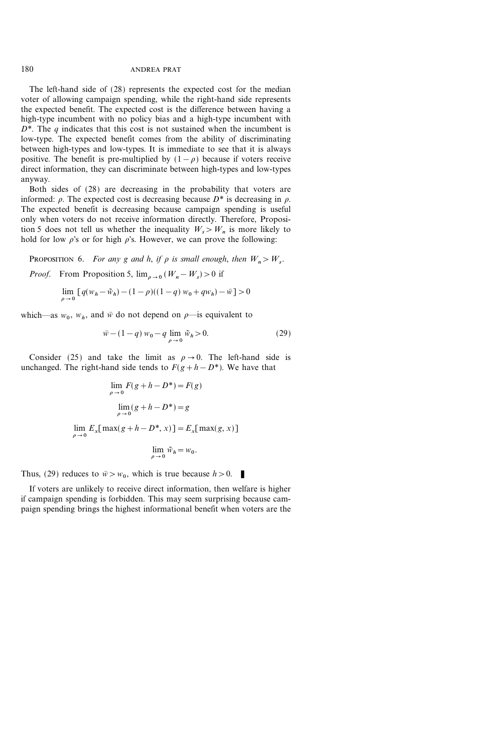The left-hand side of (28) represents the expected cost for the median voter of allowing campaign spending, while the right-hand side represents the expected benefit. The expected cost is the difference between having a high-type incumbent with no policy bias and a high-type incumbent with $D^*$. The $q$ indicates that this cost is not sustained when the incumbent is low-type. The expected benefit comes from the ability of discriminating between high-types and low-types. It is immediate to see that it is always positive. The benefit is pre-multiplied by $(1-\rho)$ because if voters receive direct information, they can discriminate between high-types and low-types anyway.

Both sides of (28) are decreasing in the probability that voters are informed: $\rho$. The expected cost is decreasing because $D^*$ is decreasing in $\rho$. The expected benefit is decreasing because campaign spending is useful only when voters do not receive information directly. Therefore, Proposition 5 does not tell us whether the inequality $W_s > W_n$ is more likely to hold for low $\rho$'s or for high $\rho$'s. However, we can prove the following:

PROPOSITION 6. *For any $g$ and $h$, if $\rho$ is small enough, then $W_n > W_s$.*

*Proof.* From Proposition 5, $\lim_{\rho \to 0}(W_n - W_s) > 0$ if

$$\lim_{\rho \to 0} \left[ q(w_h - \tilde{w}_h) - (1-\rho)((1-q)\, w_0 + q w_h) - \bar{w} \right] > 0$$

which—as $w_0$, $w_h$, and $\bar{w}$ do not depend on $\rho$—is equivalent to

$$\bar{w} - (1-q)\, w_0 - q \lim_{\rho \to 0} \tilde{w}_h > 0. \tag{29}$$

Consider (25) and take the limit as $\rho \to 0$. The left-hand side is unchanged. The right-hand side tends to $F(g+h-D^*)$. We have that

$$\lim_{\rho \to 0} F(g+h-D^*) = F(g)$$

$$\lim_{\rho \to 0} (g+h-D^*) = g$$

$$\lim_{\rho \to 0} E_x[\max(g+h-D^*, x)] = E_x[\max(g, x)]$$

$$\lim_{\rho \to 0} \tilde{w}_h = w_0.$$

Thus, (29) reduces to $\bar{w} > w_0$, which is true because $h > 0$. ∎

If voters are unlikely to receive direct information, then welfare is higher if campaign spending is forbidden. This may seem surprising because campaign spending brings the highest informational benefit when voters are the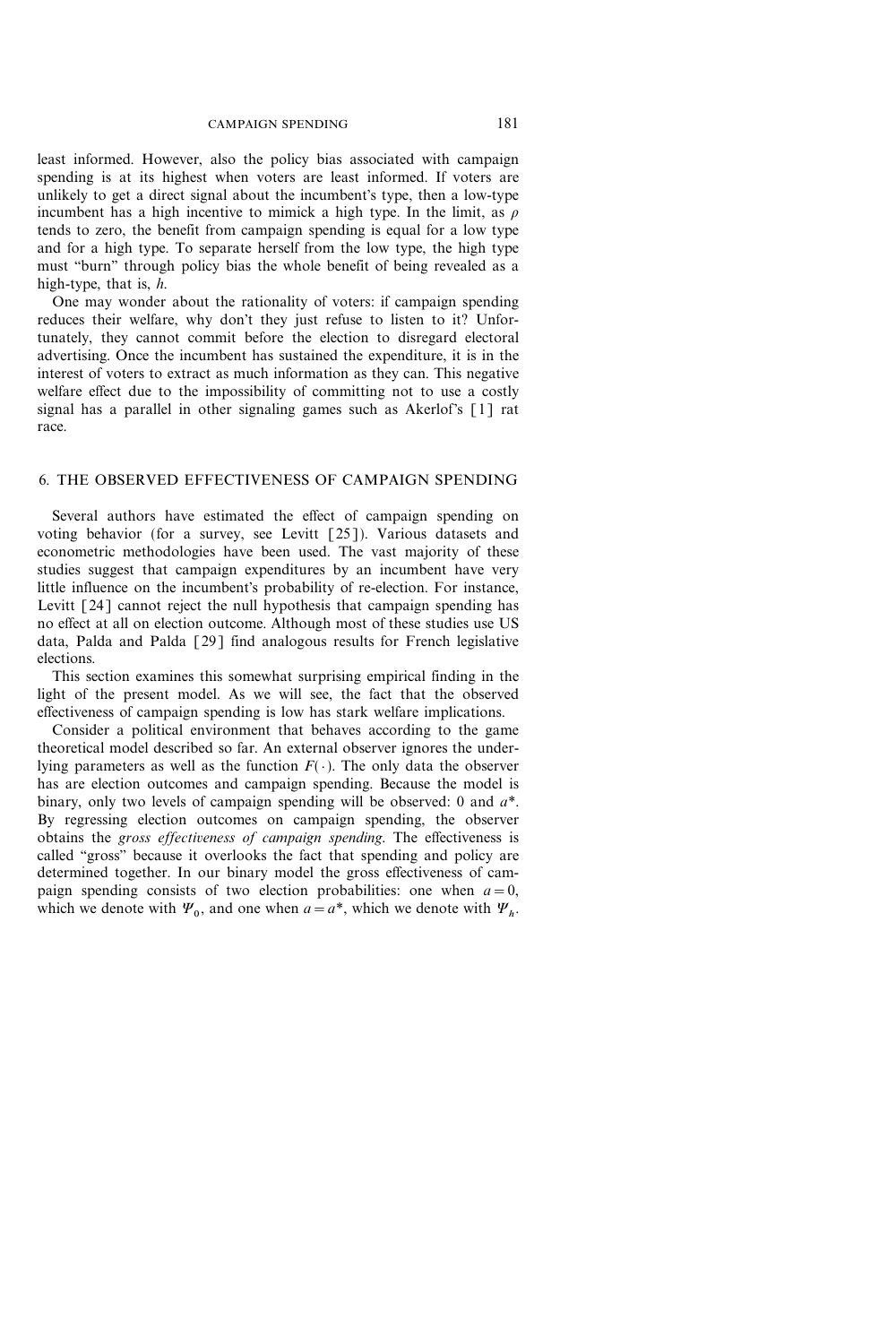least informed. However, also the policy bias associated with campaign spending is at its highest when voters are least informed. If voters are unlikely to get a direct signal about the incumbent's type, then a low-type incumbent has a high incentive to mimick a high type. In the limit, as $\rho$ tends to zero, the benefit from campaign spending is equal for a low type and for a high type. To separate herself from the low type, the high type must "burn" through policy bias the whole benefit of being revealed as a high-type, that is, $h$.

One may wonder about the rationality of voters: if campaign spending reduces their welfare, why don't they just refuse to listen to it? Unfortunately, they cannot commit before the election to disregard electoral advertising. Once the incumbent has sustained the expenditure, it is in the interest of voters to extract as much information as they can. This negative welfare effect due to the impossibility of committing not to use a costly signal has a parallel in other signaling games such as Akerlof's [1] rat race.

## 6. THE OBSERVED EFFECTIVENESS OF CAMPAIGN SPENDING

Several authors have estimated the effect of campaign spending on voting behavior (for a survey, see Levitt [25]). Various datasets and econometric methodologies have been used. The vast majority of these studies suggest that campaign expenditures by an incumbent have very little influence on the incumbent's probability of re-election. For instance, Levitt [24] cannot reject the null hypothesis that campaign spending has no effect at all on election outcome. Although most of these studies use US data, Palda and Palda [29] find analogous results for French legislative elections.

This section examines this somewhat surprising empirical finding in the light of the present model. As we will see, the fact that the observed effectiveness of campaign spending is low has stark welfare implications.

Consider a political environment that behaves according to the game theoretical model described so far. An external observer ignores the underlying parameters as well as the function $F(\cdot)$. The only data the observer has are election outcomes and campaign spending. Because the model is binary, only two levels of campaign spending will be observed: 0 and $a^*$. By regressing election outcomes on campaign spending, the observer obtains the *gross effectiveness of campaign spending*. The effectiveness is called "gross" because it overlooks the fact that spending and policy are determined together. In our binary model the gross effectiveness of campaign spending consists of two election probabilities: one when $a = 0$, which we denote with $\Psi_0$, and one when $a = a^*$, which we denote with $\Psi_h$.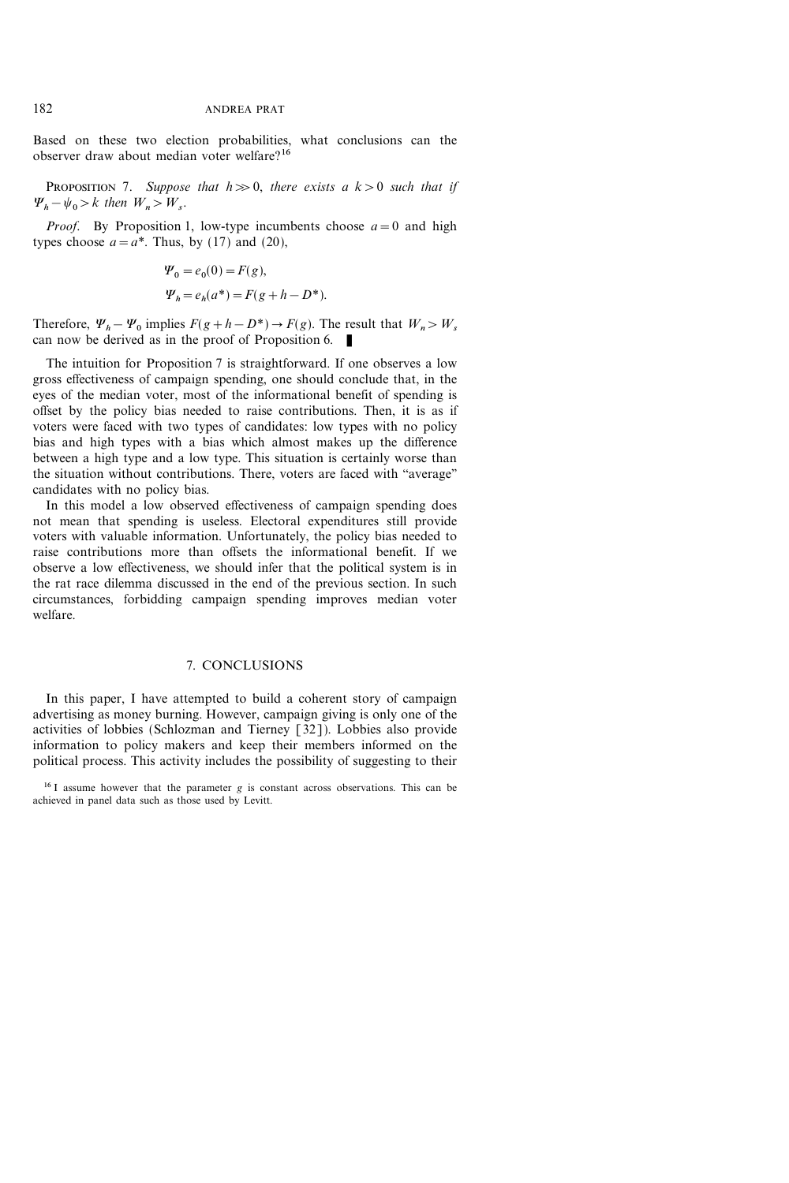Based on these two election probabilities, what conclusions can the observer draw about median voter welfare?[16]

**Proposition 7.** *Suppose that $h \gg 0$, there exists a $k > 0$ such that if $\Psi_h - \psi_0 > k$ then $W_n > W_s$.*

*Proof.* By Proposition 1, low-type incumbents choose $a = 0$ and high types choose $a = a^*$. Thus, by (17) and (20),

$$\Psi_0 = e_0(0) = F(g),$$

$$\Psi_h = e_h(a^*) = F(g + h - D^*).$$

Therefore, $\Psi_h - \Psi_0$ implies $F(g + h - D^*) \to F(g)$. The result that $W_n > W_s$ can now be derived as in the proof of Proposition 6. ∎

The intuition for Proposition 7 is straightforward. If one observes a low gross effectiveness of campaign spending, one should conclude that, in the eyes of the median voter, most of the informational benefit of spending is offset by the policy bias needed to raise contributions. Then, it is as if voters were faced with two types of candidates: low types with no policy bias and high types with a bias which almost makes up the difference between a high type and a low type. This situation is certainly worse than the situation without contributions. There, voters are faced with "average" candidates with no policy bias.

In this model a low observed effectiveness of campaign spending does not mean that spending is useless. Electoral expenditures still provide voters with valuable information. Unfortunately, the policy bias needed to raise contributions more than offsets the informational benefit. If we observe a low effectiveness, we should infer that the political system is in the rat race dilemma discussed in the end of the previous section. In such circumstances, forbidding campaign spending improves median voter welfare.

## 7. CONCLUSIONS

In this paper, I have attempted to build a coherent story of campaign advertising as money burning. However, campaign giving is only one of the activities of lobbies (Schlozman and Tierney [32]). Lobbies also provide information to policy makers and keep their members informed on the political process. This activity includes the possibility of suggesting to their

[16] I assume however that the parameter $g$ is constant across observations. This can be achieved in panel data such as those used by Levitt.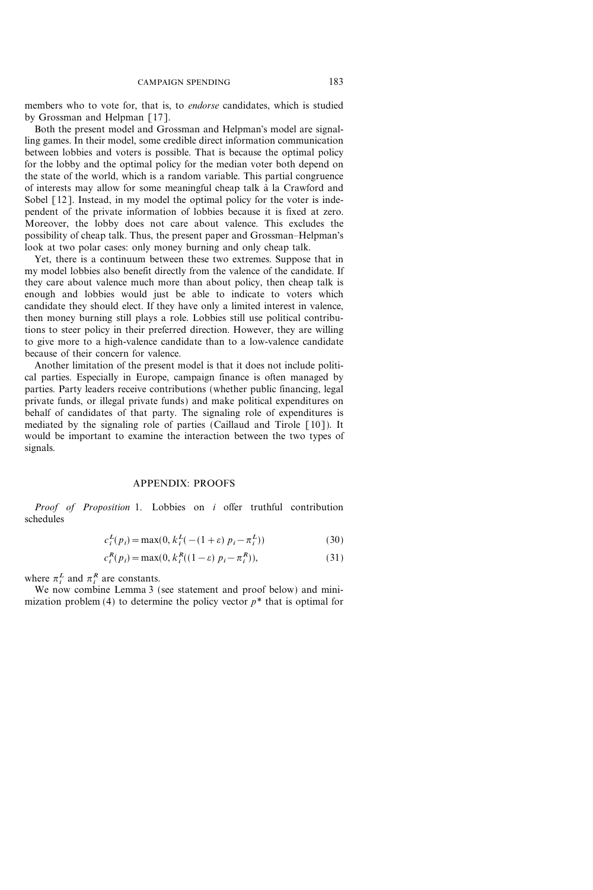members who to vote for, that is, to *endorse* candidates, which is studied by Grossman and Helpman [17].

Both the present model and Grossman and Helpman's model are signalling games. In their model, some credible direct information communication between lobbies and voters is possible. That is because the optimal policy for the lobby and the optimal policy for the median voter both depend on the state of the world, which is a random variable. This partial congruence of interests may allow for some meaningful cheap talk à la Crawford and Sobel [12]. Instead, in my model the optimal policy for the voter is independent of the private information of lobbies because it is fixed at zero. Moreover, the lobby does not care about valence. This excludes the possibility of cheap talk. Thus, the present paper and Grossman–Helpman's look at two polar cases: only money burning and only cheap talk.

Yet, there is a continuum between these two extremes. Suppose that in my model lobbies also benefit directly from the valence of the candidate. If they care about valence much more than about policy, then cheap talk is enough and lobbies would just be able to indicate to voters which candidate they should elect. If they have only a limited interest in valence, then money burning still plays a role. Lobbies still use political contributions to steer policy in their preferred direction. However, they are willing to give more to a high-valence candidate than to a low-valence candidate because of their concern for valence.

Another limitation of the present model is that it does not include political parties. Especially in Europe, campaign finance is often managed by parties. Party leaders receive contributions (whether public financing, legal private funds, or illegal private funds) and make political expenditures on behalf of candidates of that party. The signaling role of expenditures is mediated by the signaling role of parties (Caillaud and Tirole [10]). It would be important to examine the interaction between the two types of signals.

## APPENDIX: PROOFS

*Proof of Proposition* 1. Lobbies on $i$ offer truthful contribution schedules

$$c_i^L(p_i) = \max(0, k_i^L(-(1+\varepsilon)\, p_i - \pi_i^L)) \tag{30}$$

$$c_i^R(p_i) = \max(0, k_i^R((1-\varepsilon)\, p_i - \pi_i^R)), \tag{31}$$

where $\pi_i^L$ and $\pi_i^R$ are constants.

We now combine Lemma 3 (see statement and proof below) and minimization problem (4) to determine the policy vector $p^*$ that is optimal for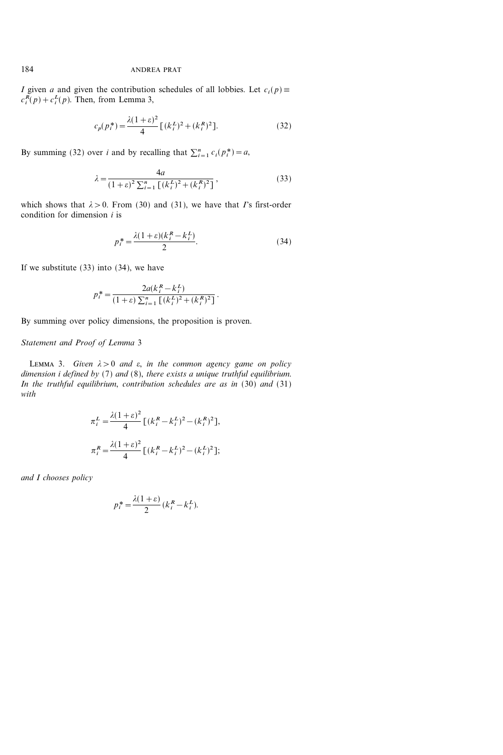$I$ given $a$ and given the contribution schedules of all lobbies. Let $c_i(p) \equiv c_i^R(p) + c_i^L(p)$. Then, from Lemma 3,

$$c_p(p_i^*) = \frac{\lambda(1+\varepsilon)^2}{4}\left[(k_i^L)^2 + (k_i^R)^2\right]. \tag{32}$$

By summing (32) over $i$ and by recalling that $\sum_{i=1}^n c_i(p_i^*) = a$,

$$\lambda = \frac{4a}{(1+\varepsilon)^2 \sum_{i=1}^n \left[(k_i^L)^2 + (k_i^R)^2\right]}, \tag{33}$$

which shows that $\lambda > 0$. From (30) and (31), we have that $I$'s first-order condition for dimension $i$ is

$$p_i^* = \frac{\lambda(1+\varepsilon)(k_i^R - k_i^L)}{2}. \tag{34}$$

If we substitute (33) into (34), we have

$$p_i^* = \frac{2a(k_i^R - k_i^L)}{(1+\varepsilon)\sum_{i=1}^n \left[(k_i^L)^2 + (k_i^R)^2\right]}.$$

By summing over policy dimensions, the proposition is proven.

*Statement and Proof of Lemma* 3

LEMMA 3. *Given $\lambda > 0$ and $\varepsilon$, in the common agency game on policy dimension $i$ defined by* (7) *and* (8), *there exists a unique truthful equilibrium. In the truthful equilibrium, contribution schedules are as in* (30) *and* (31) *with*

$$\pi_i^L = \frac{\lambda(1+\varepsilon)^2}{4}\left[(k_i^R - k_i^L)^2 - (k_i^R)^2\right],$$

$$\pi_i^R = \frac{\lambda(1+\varepsilon)^2}{4}\left[(k_i^R - k_i^L)^2 - (k_i^L)^2\right];$$

*and $I$ chooses policy*

$$p_i^* = \frac{\lambda(1+\varepsilon)}{2}(k_i^R - k_i^L).$$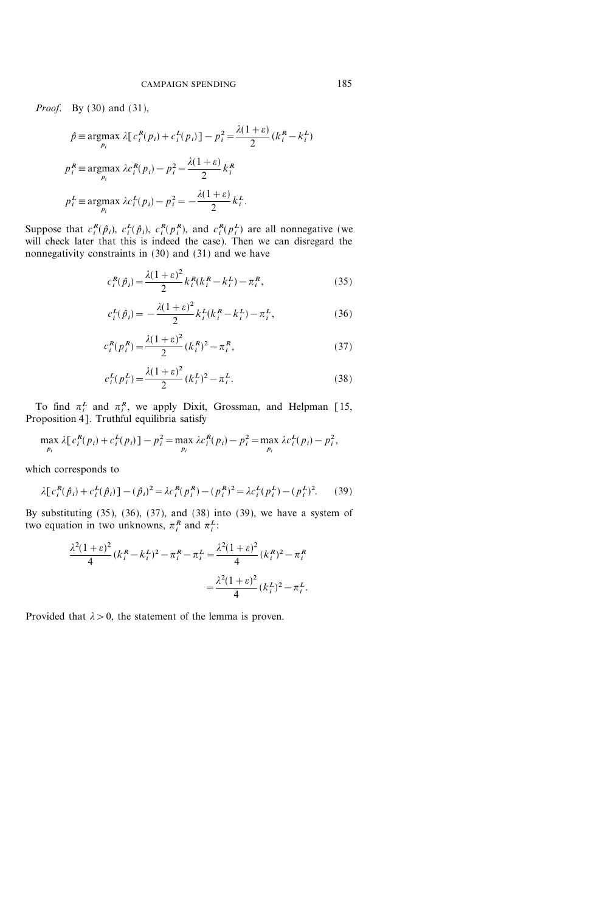*Proof.* By (30) and (31),

$$\hat{p} \equiv \underset{p_i}{\operatorname{argmax}}\ \lambda[c_i^R(p_i) + c_i^L(p_i)] - p_i^2 = \frac{\lambda(1+\varepsilon)}{2}(k_i^R - k_i^L)$$

$$p_i^R \equiv \underset{p_i}{\operatorname{argmax}}\ \lambda c_i^R(p_i) - p_i^2 = \frac{\lambda(1+\varepsilon)}{2} k_i^R$$

$$p_i^L \equiv \underset{p_i}{\operatorname{argmax}}\ \lambda c_i^L(p_i) - p_i^2 = -\frac{\lambda(1+\varepsilon)}{2} k_i^L.$$

Suppose that $c_i^R(\hat{p}_i)$, $c_i^L(\hat{p}_i)$, $c_i^R(p_i^R)$, and $c_i^R(p_i^L)$ are all nonnegative (we will check later that this is indeed the case). Then we can disregard the nonnegativity constraints in (30) and (31) and we have

$$c_i^R(\hat{p}_i) = \frac{\lambda(1+\varepsilon)^2}{2} k_i^R(k_i^R - k_i^L) - \pi_i^R, \tag{35}$$

$$c_i^L(\hat{p}_i) = -\frac{\lambda(1+\varepsilon)^2}{2} k_i^L(k_i^R - k_i^L) - \pi_i^L, \tag{36}$$

$$c_i^R(p_i^R) = \frac{\lambda(1+\varepsilon)^2}{2} (k_i^R)^2 - \pi_i^R, \tag{37}$$

$$c_i^L(p_i^L) = \frac{\lambda(1+\varepsilon)^2}{2} (k_i^L)^2 - \pi_i^L. \tag{38}$$

To find $\pi_i^L$ and $\pi_i^R$, we apply Dixit, Grossman, and Helpman [15, Proposition 4]. Truthful equilibria satisfy

$$\max_{p_i} \lambda[c_i^R(p_i) + c_i^L(p_i)] - p_i^2 = \max_{p_i} \lambda c_i^R(p_i) - p_i^2 = \max_{p_i} \lambda c_i^L(p_i) - p_i^2,$$

which corresponds to

$$\lambda[c_i^R(\hat{p}_i) + c_i^L(\hat{p}_i)] - (\hat{p}_i)^2 = \lambda c_i^R(p_i^R) - (p_i^R)^2 = \lambda c_i^L(p_i^L) - (p_i^L)^2. \tag{39}$$

By substituting (35), (36), (37), and (38) into (39), we have a system of two equation in two unknowns, $\pi_i^R$ and $\pi_i^L$:

$$\frac{\lambda^2(1+\varepsilon)^2}{4}(k_i^R - k_i^L)^2 - \pi_i^R - \pi_i^L = \frac{\lambda^2(1+\varepsilon)^2}{4}(k_i^R)^2 - \pi_i^R$$

$$= \frac{\lambda^2(1+\varepsilon)^2}{4}(k_i^L)^2 - \pi_i^L.$$

Provided that $\lambda > 0$, the statement of the lemma is proven.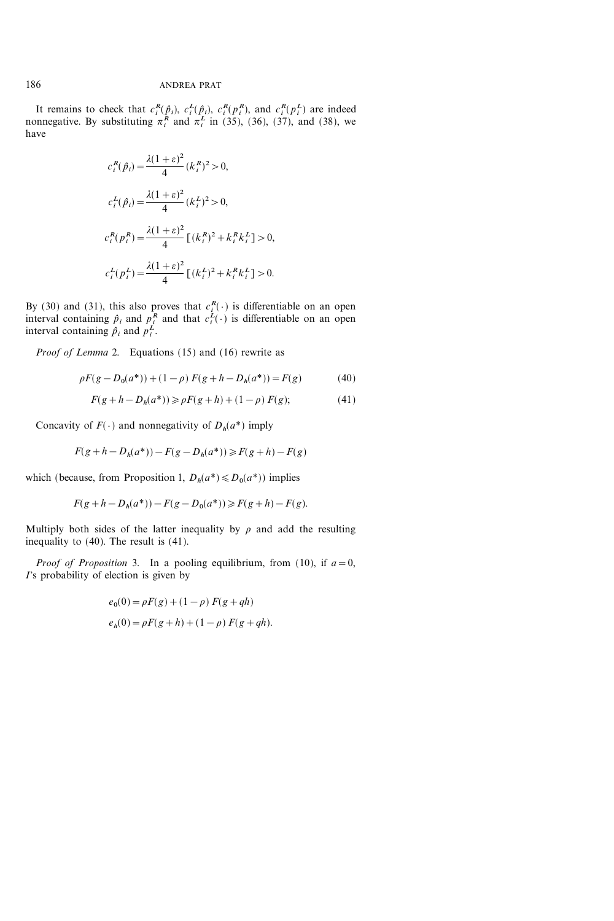It remains to check that $c_i^R(\hat{p}_i)$, $c_i^L(\hat{p}_i)$, $c_i^R(p_i^R)$, and $c_i^R(p_i^L)$ are indeed nonnegative. By substituting $\pi_i^R$ and $\pi_i^L$ in (35), (36), (37), and (38), we have

$$c_i^R(\hat{p}_i) = \frac{\lambda(1+\varepsilon)^2}{4}(k_i^R)^2 > 0,$$

$$c_i^L(\hat{p}_i) = \frac{\lambda(1+\varepsilon)^2}{4}(k_i^L)^2 > 0,$$

$$c_i^R(p_i^R) = \frac{\lambda(1+\varepsilon)^2}{4}\left[(k_i^R)^2 + k_i^R k_i^L\right] > 0,$$

$$c_i^L(p_i^L) = \frac{\lambda(1+\varepsilon)^2}{4}\left[(k_i^L)^2 + k_i^R k_i^L\right] > 0.$$

By (30) and (31), this also proves that $c_i^R(\cdot)$ is differentiable on an open interval containing $\hat{p}_i$ and $p_i^R$ and that $c_i^L(\cdot)$ is differentiable on an open interval containing $\hat{p}_i$ and $p_i^L$.

*Proof of Lemma* 2. Equations (15) and (16) rewrite as

$$\rho F(g - D_0(a^*)) + (1-\rho)\, F(g + h - D_h(a^*)) = F(g) \tag{40}$$

$$F(g + h - D_h(a^*)) \geqslant \rho F(g+h) + (1-\rho)\, F(g); \tag{41}$$

Concavity of $F(\cdot)$ and nonnegativity of $D_h(a^*)$ imply

$$F(g + h - D_h(a^*)) - F(g - D_h(a^*)) \geqslant F(g+h) - F(g)$$

which (because, from Proposition 1, $D_h(a^*) \leqslant D_0(a^*)$) implies

$$F(g + h - D_h(a^*)) - F(g - D_0(a^*)) \geqslant F(g+h) - F(g).$$

Multiply both sides of the latter inequality by $\rho$ and add the resulting inequality to (40). The result is (41).

*Proof of Proposition* 3. In a pooling equilibrium, from (10), if $a = 0$, $I$'s probability of election is given by

$$e_0(0) = \rho F(g) + (1-\rho)\, F(g + qh)$$

$$e_h(0) = \rho F(g+h) + (1-\rho)\, F(g + qh).$$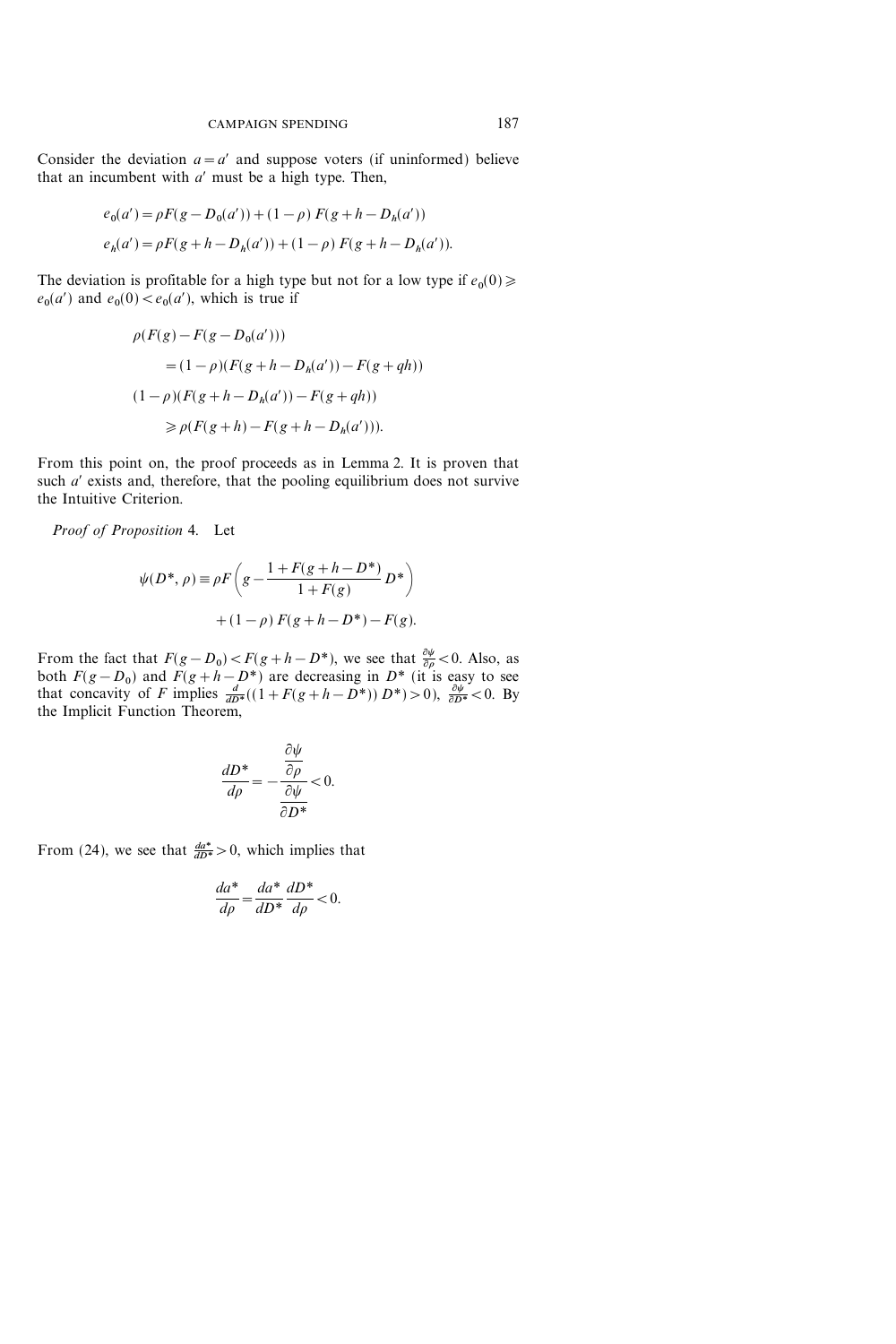Consider the deviation $a = a'$ and suppose voters (if uninformed) believe that an incumbent with $a'$ must be a high type. Then,

$$e_0(a') = \rho F(g - D_0(a')) + (1-\rho)\, F(g + h - D_h(a'))$$

$$e_h(a') = \rho F(g + h - D_h(a')) + (1-\rho)\, F(g + h - D_h(a')).$$

The deviation is profitable for a high type but not for a low type if $e_0(0) \geqslant e_0(a')$ and $e_0(0) < e_0(a')$, which is true if

$$\rho(F(g) - F(g - D_0(a')))$$
$$= (1-\rho)(F(g + h - D_h(a')) - F(g + qh))$$
$$(1-\rho)(F(g + h - D_h(a')) - F(g + qh))$$
$$\geqslant \rho(F(g+h) - F(g + h - D_h(a'))).$$

From this point on, the proof proceeds as in Lemma 2. It is proven that such $a'$ exists and, therefore, that the pooling equilibrium does not survive the Intuitive Criterion.

*Proof of Proposition* 4. Let

$$\psi(D^*, \rho) \equiv \rho F\left(g - \frac{1 + F(g + h - D^*)}{1 + F(g)}\, D^*\right)$$
$$+ (1-\rho)\, F(g + h - D^*) - F(g).$$

From the fact that $F(g - D_0) < F(g + h - D^*)$, we see that $\frac{\partial \psi}{\partial \rho} < 0$. Also, as both $F(g - D_0)$ and $F(g + h - D^*)$ are decreasing in $D^*$ (it is easy to see that concavity of $F$ implies $\frac{d}{dD^*}((1 + F(g + h - D^*))\, D^*) > 0$), $\frac{\partial \psi}{\partial D^*} < 0$. By the Implicit Function Theorem,

$$\frac{dD^*}{d\rho} = -\frac{\dfrac{\partial \psi}{\partial \rho}}{\dfrac{\partial \psi}{\partial D^*}} < 0.$$

From (24), we see that $\frac{da^*}{dD^*} > 0$, which implies that

$$\frac{da^*}{d\rho} = \frac{da^*}{dD^*}\frac{dD^*}{d\rho} < 0.$$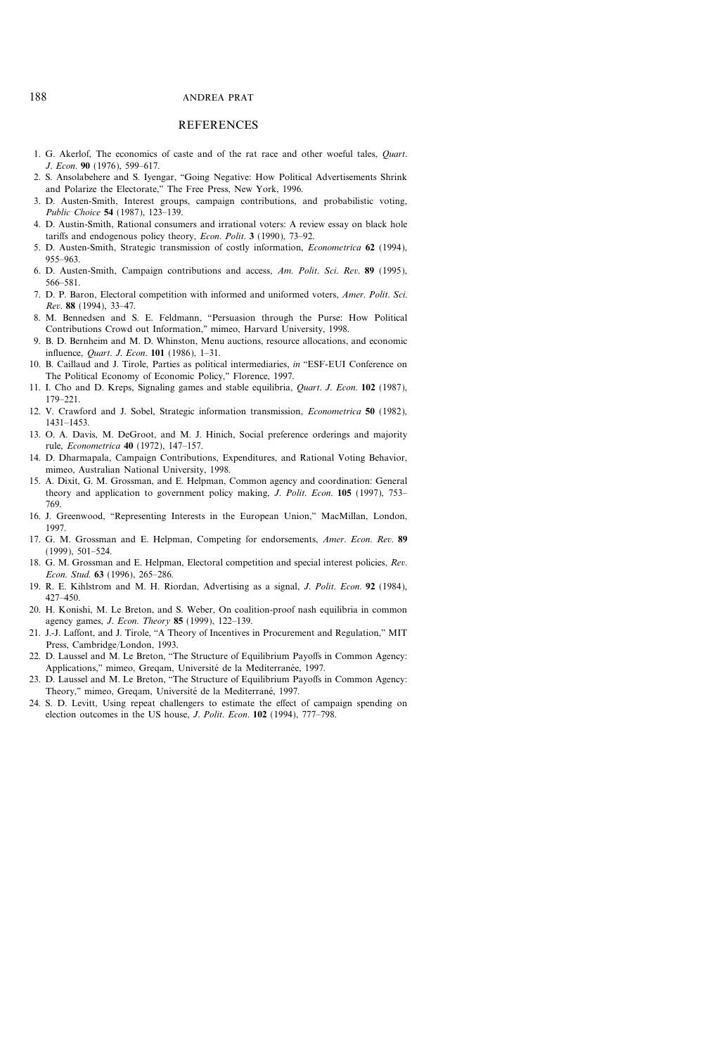## REFERENCES

1. G. Akerlof, The economics of caste and of the rat race and other woeful tales, *Quart. J. Econ.* **90** (1976), 599–617.
2. S. Ansolabehere and S. Iyengar, "Going Negative: How Political Advertisements Shrink and Polarize the Electorate," The Free Press, New York, 1996.
3. D. Austen-Smith, Interest groups, campaign contributions, and probabilistic voting, *Public Choice* **54** (1987), 123–139.
4. D. Austin-Smith, Rational consumers and irrational voters: A review essay on black hole tariffs and endogenous policy theory, *Econ. Polit.* **3** (1990), 73–92.
5. D. Austen-Smith, Strategic transmission of costly information, *Econometrica* **62** (1994), 955–963.
6. D. Austen-Smith, Campaign contributions and access, *Am. Polit. Sci. Rev.* **89** (1995), 566–581.
7. D. P. Baron, Electoral competition with informed and uniformed voters, *Amer. Polit. Sci. Rev.* **88** (1994), 33–47.
8. M. Bennedsen and S. E. Feldmann, "Persuasion through the Purse: How Political Contributions Crowd out Information," mimeo, Harvard University, 1998.
9. B. D. Bernheim and M. D. Whinston, Menu auctions, resource allocations, and economic influence, *Quart. J. Econ.* **101** (1986), 1–31.
10. B. Caillaud and J. Tirole, Parties as political intermediaries, *in* "ESF-EUI Conference on The Political Economy of Economic Policy," Florence, 1997.
11. I. Cho and D. Kreps, Signaling games and stable equilibria, *Quart. J. Econ.* **102** (1987), 179–221.
12. V. Crawford and J. Sobel, Strategic information transmission, *Econometrica* **50** (1982), 1431–1453.
13. O. A. Davis, M. DeGroot, and M. J. Hinich, Social preference orderings and majority rule, *Econometrica* **40** (1972), 147–157.
14. D. Dharmapala, Campaign Contributions, Expenditures, and Rational Voting Behavior, mimeo, Australian National University, 1998.
15. A. Dixit, G. M. Grossman, and E. Helpman, Common agency and coordination: General theory and application to government policy making, *J. Polit. Econ.* **105** (1997), 753–769.
16. J. Greenwood, "Representing Interests in the European Union," MacMillan, London, 1997.
17. G. M. Grossman and E. Helpman, Competing for endorsements, *Amer. Econ. Rev.* **89** (1999), 501–524.
18. G. M. Grossman and E. Helpman, Electoral competition and special interest policies, *Rev. Econ. Stud.* **63** (1996), 265–286.
19. R. E. Kihlstrom and M. H. Riordan, Advertising as a signal, *J. Polit. Econ.* **92** (1984), 427–450.
20. H. Konishi, M. Le Breton, and S. Weber, On coalition-proof nash equilibria in common agency games, *J. Econ. Theory* **85** (1999), 122–139.
21. J.-J. Laffont, and J. Tirole, "A Theory of Incentives in Procurement and Regulation," MIT Press, Cambridge/London, 1993.
22. D. Laussel and M. Le Breton, "The Structure of Equilibrium Payoffs in Common Agency: Applications," mimeo, Greqam, Université de la Mediterranée, 1997.
23. D. Laussel and M. Le Breton, "The Structure of Equilibrium Payoffs in Common Agency: Theory," mimeo, Greqam, Université de la Mediterrané, 1997.
24. S. D. Levitt, Using repeat challengers to estimate the effect of campaign spending on election outcomes in the US house, *J. Polit. Econ.* **102** (1994), 777–798.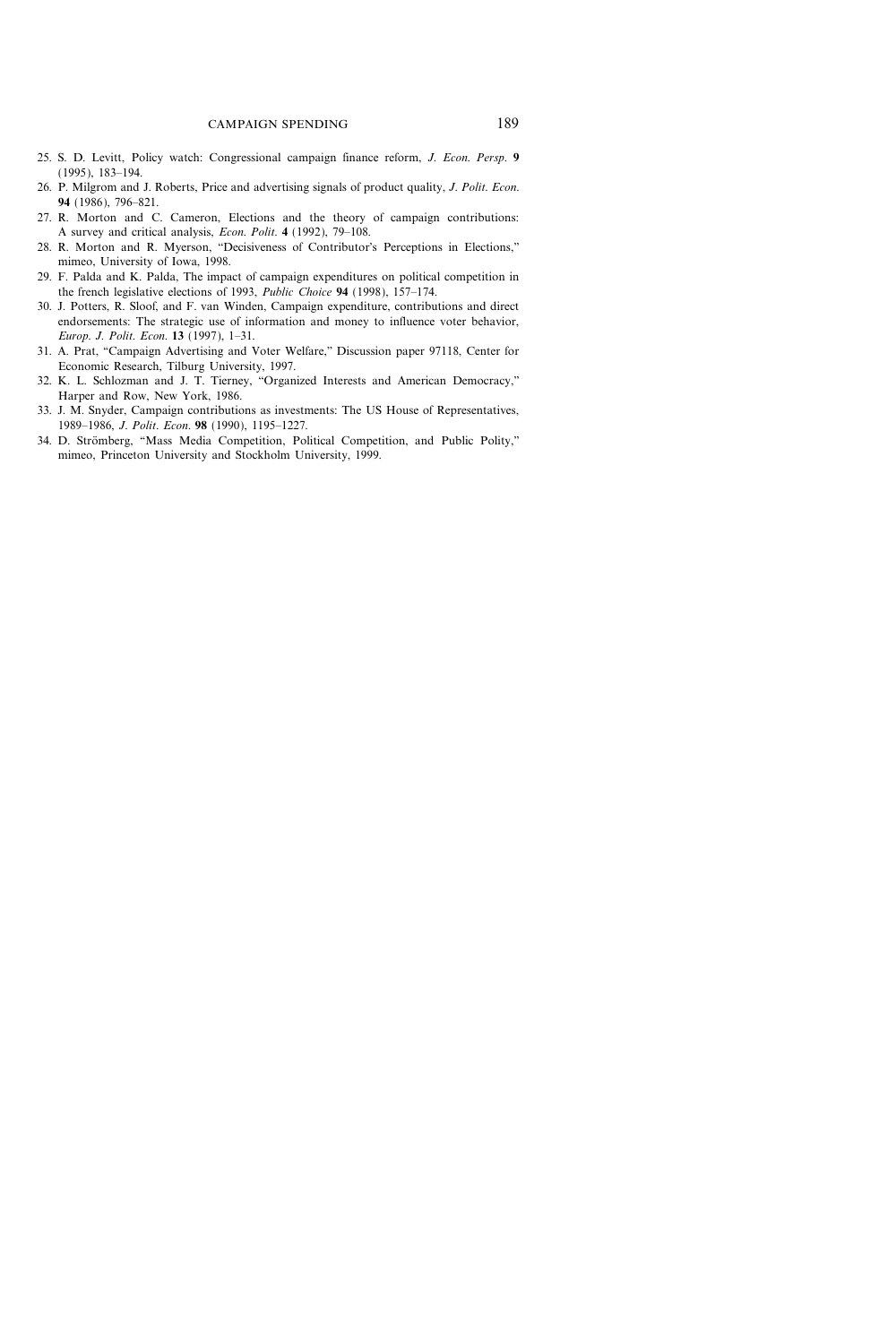25. S. D. Levitt, Policy watch: Congressional campaign finance reform, *J. Econ. Persp.* **9** (1995), 183–194.
26. P. Milgrom and J. Roberts, Price and advertising signals of product quality, *J. Polit. Econ.* **94** (1986), 796–821.
27. R. Morton and C. Cameron, Elections and the theory of campaign contributions: A survey and critical analysis, *Econ. Polit.* **4** (1992), 79–108.
28. R. Morton and R. Myerson, "Decisiveness of Contributor's Perceptions in Elections," mimeo, University of Iowa, 1998.
29. F. Palda and K. Palda, The impact of campaign expenditures on political competition in the french legislative elections of 1993, *Public Choice* **94** (1998), 157–174.
30. J. Potters, R. Sloof, and F. van Winden, Campaign expenditure, contributions and direct endorsements: The strategic use of information and money to influence voter behavior, *Europ. J. Polit. Econ.* **13** (1997), 1–31.
31. A. Prat, "Campaign Advertising and Voter Welfare," Discussion paper 97118, Center for Economic Research, Tilburg University, 1997.
32. K. L. Schlozman and J. T. Tierney, "Organized Interests and American Democracy," Harper and Row, New York, 1986.
33. J. M. Snyder, Campaign contributions as investments: The US House of Representatives, 1989–1986, *J. Polit. Econ.* **98** (1990), 1195–1227.
34. D. Strömberg, "Mass Media Competition, Political Competition, and Public Polity," mimeo, Princeton University and Stockholm University, 1999.